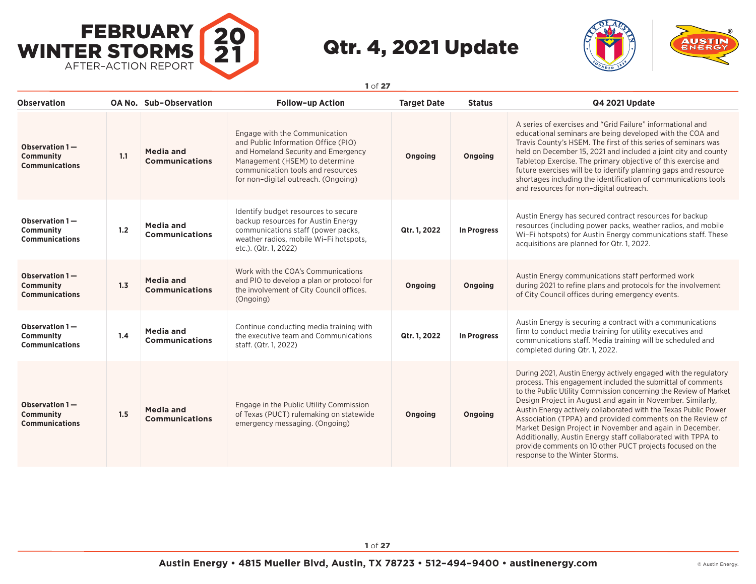# FEBRUARY WINTER STORMS 2021 AFTER-ACTION REPORT

# Qtr. 4, 2021 Update

| Observation | OA No. | Sub-Observation | Follow-up Action | Target Date | Status | Q4 2021 Update |
|---|---|---|---|---|---|---|
| **Observation 1 — Community Communications** | **1.1** | **Media and Communications** | Engage with the Communication and Public Information Office (PIO) and Homeland Security and Emergency Management (HSEM) to determine communication tools and resources for non-digital outreach. (Ongoing) | **Ongoing** | **Ongoing** | A series of exercises and "Grid Failure" informational and educational seminars are being developed with the COA and Travis County's HSEM. The first of this series of seminars was held on December 15, 2021 and included a joint city and county Tabletop Exercise. The primary objective of this exercise and future exercises will be to identify planning gaps and resource shortages including the identification of communications tools and resources for non-digital outreach. |
| **Observation 1 — Community Communications** | **1.2** | **Media and Communications** | Identify budget resources to secure backup resources for Austin Energy communications staff (power packs, weather radios, mobile Wi-Fi hotspots, etc.). (Qtr. 1, 2022) | **Qtr. 1, 2022** | **In Progress** | Austin Energy has secured contract resources for backup resources (including power packs, weather radios, and mobile Wi-Fi hotspots) for Austin Energy communications staff. These acquisitions are planned for Qtr. 1, 2022. |
| **Observation 1 — Community Communications** | **1.3** | **Media and Communications** | Work with the COA's Communications and PIO to develop a plan or protocol for the involvement of City Council offices. (Ongoing) | **Ongoing** | **Ongoing** | Austin Energy communications staff performed work during 2021 to refine plans and protocols for the involvement of City Council offices during emergency events. |
| **Observation 1 — Community Communications** | **1.4** | **Media and Communications** | Continue conducting media training with the executive team and Communications staff. (Qtr. 1, 2022) | **Qtr. 1, 2022** | **In Progress** | Austin Energy is securing a contract with a communications firm to conduct media training for utility executives and communications staff. Media training will be scheduled and completed during Qtr. 1, 2022. |
| **Observation 1 — Community Communications** | **1.5** | **Media and Communications** | Engage in the Public Utility Commission of Texas (PUCT) rulemaking on statewide emergency messaging. (Ongoing) | **Ongoing** | **Ongoing** | During 2021, Austin Energy actively engaged with the regulatory process. This engagement included the submittal of comments to the Public Utility Commission concerning the Review of Market Design Project in August and again in November. Similarly, Austin Energy actively collaborated with the Texas Public Power Association (TPPA) and provided comments on the Review of Market Design Project in November and again in December. Additionally, Austin Energy staff collaborated with TPPA to provide comments on 10 other PUCT projects focused on the response to the Winter Storms. |

**Austin Energy • 4815 Mueller Blvd, Austin, TX 78723 • 512-494-9400 • austinenergy.com**

© Austin Energy.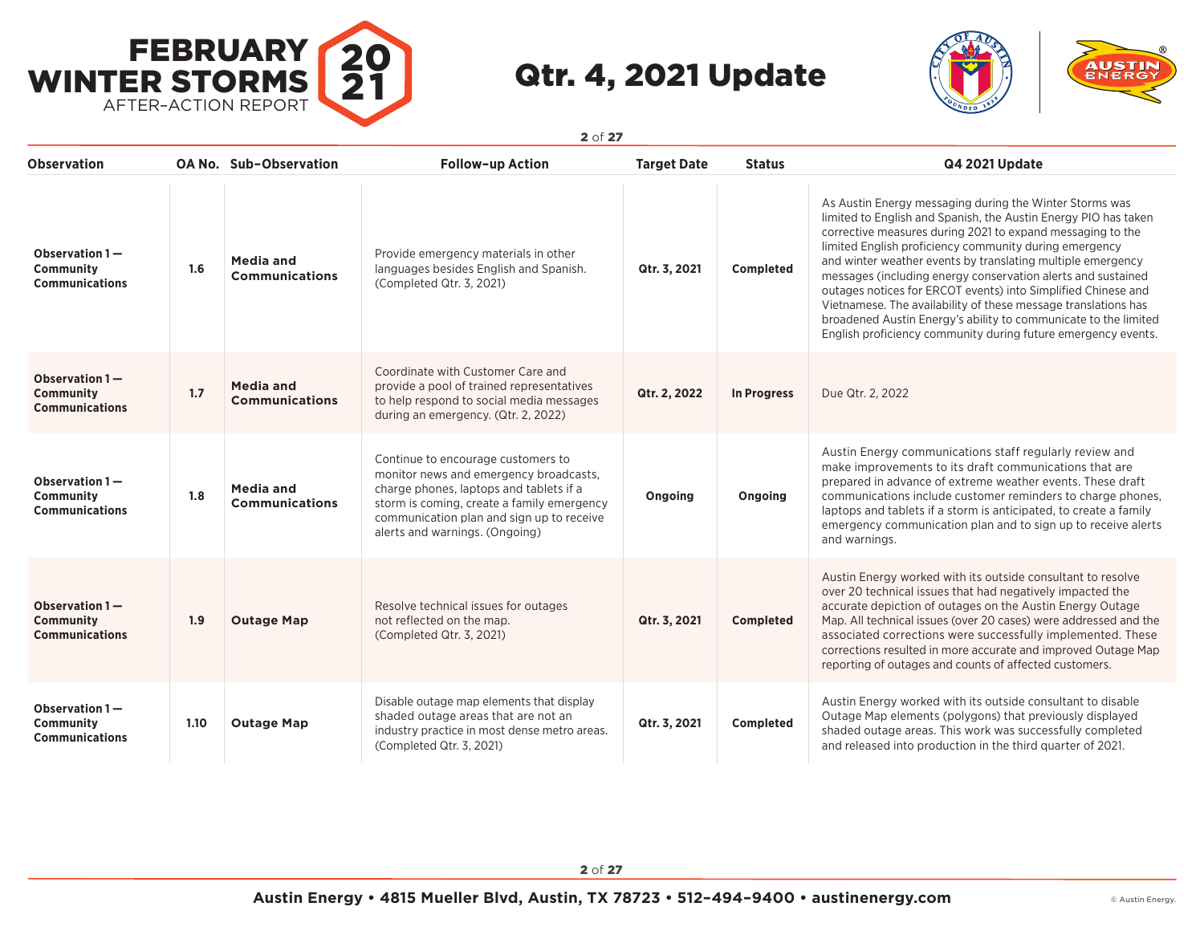# FEBRUARY WINTER STORMS 2021 AFTER-ACTION REPORT

## Qtr. 4, 2021 Update

| Observation | OA No. | Sub-Observation | Follow-up Action | Target Date | Status | Q4 2021 Update |
|---|---|---|---|---|---|---|
| **Observation 1 — Community Communications** | **1.6** | **Media and Communications** | Provide emergency materials in other languages besides English and Spanish. (Completed Qtr. 3, 2021) | **Qtr. 3, 2021** | **Completed** | As Austin Energy messaging during the Winter Storms was limited to English and Spanish, the Austin Energy PIO has taken corrective measures during 2021 to expand messaging to the limited English proficiency community during emergency and winter weather events by translating multiple emergency messages (including energy conservation alerts and sustained outages notices for ERCOT events) into Simplified Chinese and Vietnamese. The availability of these message translations has broadened Austin Energy's ability to communicate to the limited English proficiency community during future emergency events. |
| **Observation 1 — Community Communications** | **1.7** | **Media and Communications** | Coordinate with Customer Care and provide a pool of trained representatives to help respond to social media messages during an emergency. (Qtr. 2, 2022) | **Qtr. 2, 2022** | **In Progress** | Due Qtr. 2, 2022 |
| **Observation 1 — Community Communications** | **1.8** | **Media and Communications** | Continue to encourage customers to monitor news and emergency broadcasts, charge phones, laptops and tablets if a storm is coming, create a family emergency communication plan and sign up to receive alerts and warnings. (Ongoing) | **Ongoing** | **Ongoing** | Austin Energy communications staff regularly review and make improvements to its draft communications that are prepared in advance of extreme weather events. These draft communications include customer reminders to charge phones, laptops and tablets if a storm is anticipated, to create a family emergency communication plan and to sign up to receive alerts and warnings. |
| **Observation 1 — Community Communications** | **1.9** | **Outage Map** | Resolve technical issues for outages not reflected on the map. (Completed Qtr. 3, 2021) | **Qtr. 3, 2021** | **Completed** | Austin Energy worked with its outside consultant to resolve over 20 technical issues that had negatively impacted the accurate depiction of outages on the Austin Energy Outage Map. All technical issues (over 20 cases) were addressed and the associated corrections were successfully implemented. These corrections resulted in more accurate and improved Outage Map reporting of outages and counts of affected customers. |
| **Observation 1 — Community Communications** | **1.10** | **Outage Map** | Disable outage map elements that display shaded outage areas that are not an industry practice in most dense metro areas. (Completed Qtr. 3, 2021) | **Qtr. 3, 2021** | **Completed** | Austin Energy worked with its outside consultant to disable Outage Map elements (polygons) that previously displayed shaded outage areas. This work was successfully completed and released into production in the third quarter of 2021. |

Austin Energy • 4815 Mueller Blvd, Austin, TX 78723 • 512-494-9400 • austinenergy.com

© Austin Energy.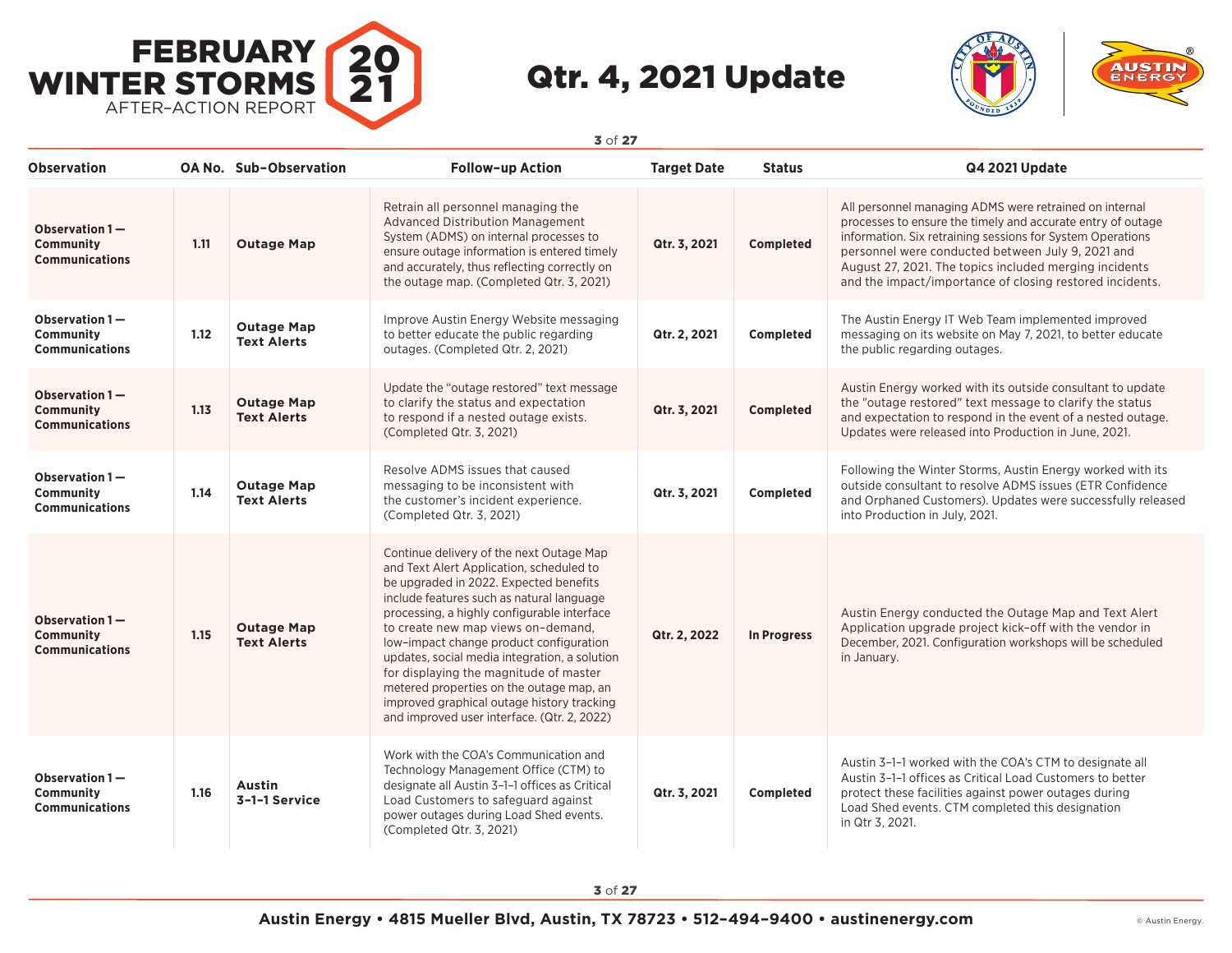# FEBRUARY WINTER STORMS 2021 AFTER-ACTION REPORT

# Qtr. 4, 2021 Update

| Observation | OA No. | Sub-Observation | Follow-up Action | Target Date | Status | Q4 2021 Update |
|---|---|---|---|---|---|---|
| **Observation 1 — Community Communications** | **1.11** | **Outage Map** | Retrain all personnel managing the Advanced Distribution Management System (ADMS) on internal processes to ensure outage information is entered timely and accurately, thus reflecting correctly on the outage map. (Completed Qtr. 3, 2021) | **Qtr. 3, 2021** | **Completed** | All personnel managing ADMS were retrained on internal processes to ensure the timely and accurate entry of outage information. Six retraining sessions for System Operations personnel were conducted between July 9, 2021 and August 27, 2021. The topics included merging incidents and the impact/importance of closing restored incidents. |
| **Observation 1 — Community Communications** | **1.12** | **Outage Map Text Alerts** | Improve Austin Energy Website messaging to better educate the public regarding outages. (Completed Qtr. 2, 2021) | **Qtr. 2, 2021** | **Completed** | The Austin Energy IT Web Team implemented improved messaging on its website on May 7, 2021, to better educate the public regarding outages. |
| **Observation 1 — Community Communications** | **1.13** | **Outage Map Text Alerts** | Update the "outage restored" text message to clarify the status and expectation to respond if a nested outage exists. (Completed Qtr. 3, 2021) | **Qtr. 3, 2021** | **Completed** | Austin Energy worked with its outside consultant to update the "outage restored" text message to clarify the status and expectation to respond in the event of a nested outage. Updates were released into Production in June, 2021. |
| **Observation 1 — Community Communications** | **1.14** | **Outage Map Text Alerts** | Resolve ADMS issues that caused messaging to be inconsistent with the customer's incident experience. (Completed Qtr. 3, 2021) | **Qtr. 3, 2021** | **Completed** | Following the Winter Storms, Austin Energy worked with its outside consultant to resolve ADMS issues (ETR Confidence and Orphaned Customers). Updates were successfully released into Production in July, 2021. |
| **Observation 1 — Community Communications** | **1.15** | **Outage Map Text Alerts** | Continue delivery of the next Outage Map and Text Alert Application, scheduled to be upgraded in 2022. Expected benefits include features such as natural language processing, a highly configurable interface to create new map views on–demand, low–impact change product configuration updates, social media integration, a solution for displaying the magnitude of master metered properties on the outage map, an improved graphical outage history tracking and improved user interface. (Qtr. 2, 2022) | **Qtr. 2, 2022** | **In Progress** | Austin Energy conducted the Outage Map and Text Alert Application upgrade project kick–off with the vendor in December, 2021. Configuration workshops will be scheduled in January. |
| **Observation 1 — Community Communications** | **1.16** | **Austin 3–1–1 Service** | Work with the COA's Communication and Technology Management Office (CTM) to designate all Austin 3–1–1 offices as Critical Load Customers to safeguard against power outages during Load Shed events. (Completed Qtr. 3, 2021) | **Qtr. 3, 2021** | **Completed** | Austin 3–1–1 worked with the COA's CTM to designate all Austin 3–1–1 offices as Critical Load Customers to better protect these facilities against power outages during Load Shed events. CTM completed this designation in Qtr 3, 2021. |

**Austin Energy • 4815 Mueller Blvd, Austin, TX 78723 • 512–494–9400 • austinenergy.com**

© Austin Energy.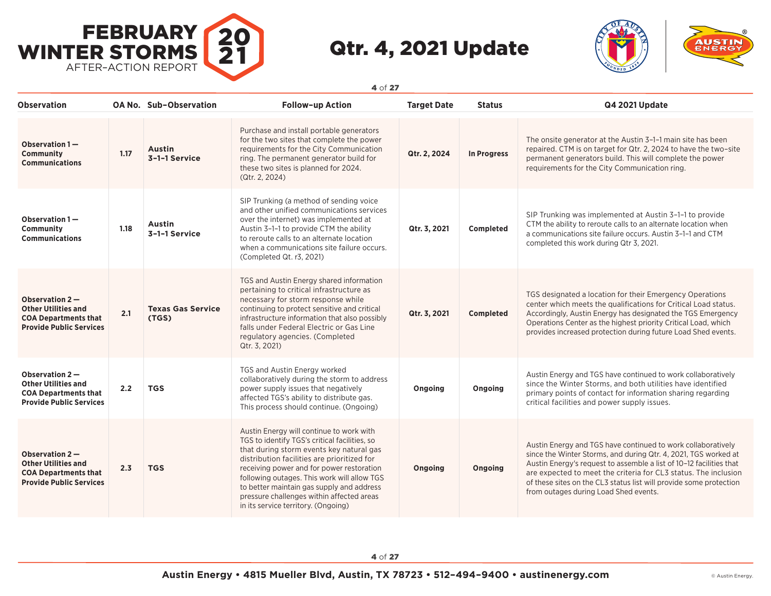# FEBRUARY WINTER STORMS 2021 AFTER-ACTION REPORT

# Qtr. 4, 2021 Update

| Observation | OA No. | Sub-Observation | Follow-up Action | Target Date | Status | Q4 2021 Update |
|---|---|---|---|---|---|---|
| **Observation 1 — Community Communications** | **1.17** | **Austin 3-1-1 Service** | Purchase and install portable generators for the two sites that complete the power requirements for the City Communication ring. The permanent generator build for these two sites is planned for 2024. (Qtr. 2, 2024) | **Qtr. 2, 2024** | **In Progress** | The onsite generator at the Austin 3-1-1 main site has been repaired. CTM is on target for Qtr. 2, 2024 to have the two-site permanent generators build. This will complete the power requirements for the City Communication ring. |
| **Observation 1 — Community Communications** | **1.18** | **Austin 3-1-1 Service** | SIP Trunking (a method of sending voice and other unified communications services over the internet) was implemented at Austin 3-1-1 to provide CTM the ability to reroute calls to an alternate location when a communications site failure occurs. (Completed Qt. r3, 2021) | **Qtr. 3, 2021** | **Completed** | SIP Trunking was implemented at Austin 3-1-1 to provide CTM the ability to reroute calls to an alternate location when a communications site failure occurs. Austin 3-1-1 and CTM completed this work during Qtr 3, 2021. |
| **Observation 2 — Other Utilities and COA Departments that Provide Public Services** | **2.1** | **Texas Gas Service (TGS)** | TGS and Austin Energy shared information pertaining to critical infrastructure as necessary for storm response while continuing to protect sensitive and critical infrastructure information that also possibly falls under Federal Electric or Gas Line regulatory agencies. (Completed Qtr. 3, 2021) | **Qtr. 3, 2021** | **Completed** | TGS designated a location for their Emergency Operations center which meets the qualifications for Critical Load status. Accordingly, Austin Energy has designated the TGS Emergency Operations Center as the highest priority Critical Load, which provides increased protection during future Load Shed events. |
| **Observation 2 — Other Utilities and COA Departments that Provide Public Services** | **2.2** | **TGS** | TGS and Austin Energy worked collaboratively during the storm to address power supply issues that negatively affected TGS's ability to distribute gas. This process should continue. (Ongoing) | **Ongoing** | **Ongoing** | Austin Energy and TGS have continued to work collaboratively since the Winter Storms, and both utilities have identified primary points of contact for information sharing regarding critical facilities and power supply issues. |
| **Observation 2 — Other Utilities and COA Departments that Provide Public Services** | **2.3** | **TGS** | Austin Energy will continue to work with TGS to identify TGS's critical facilities, so that during storm events key natural gas distribution facilities are prioritized for receiving power and for power restoration following outages. This work will allow TGS to better maintain gas supply and address pressure challenges within affected areas in its service territory. (Ongoing) | **Ongoing** | **Ongoing** | Austin Energy and TGS have continued to work collaboratively since the Winter Storms, and during Qtr. 4, 2021, TGS worked at Austin Energy's request to assemble a list of 10–12 facilities that are expected to meet the criteria for CL3 status. The inclusion of these sites on the CL3 status list will provide some protection from outages during Load Shed events. |

**Austin Energy • 4815 Mueller Blvd, Austin, TX 78723 • 512-494-9400 • austinenergy.com**

© Austin Energy.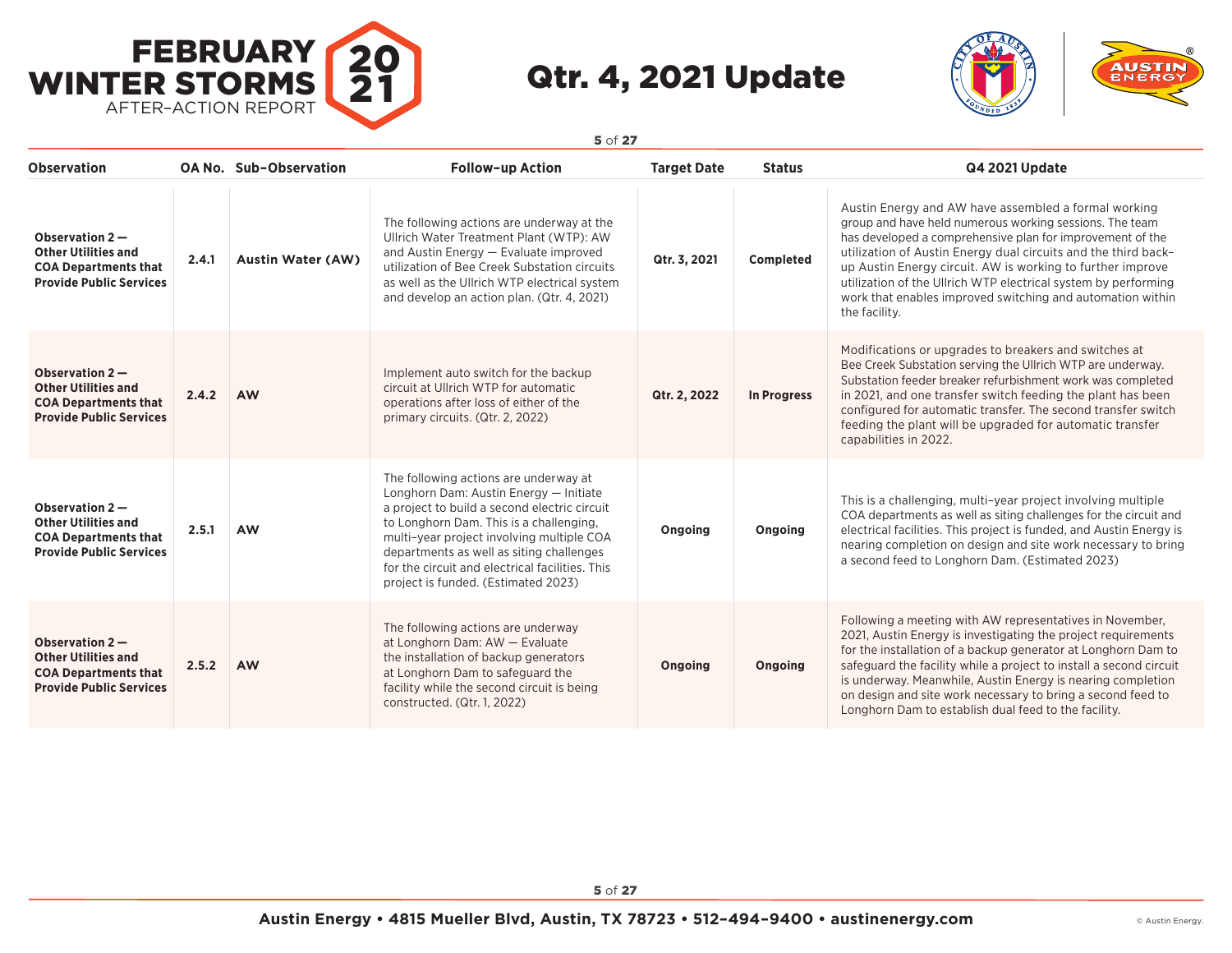| Observation | OA No. | Sub-Observation | Follow-up Action | Target Date | Status | Q4 2021 Update |
|---|---|---|---|---|---|---|
| **Observation 2 — Other Utilities and COA Departments that Provide Public Services** | **2.4.1** | **Austin Water (AW)** | The following actions are underway at the Ullrich Water Treatment Plant (WTP): AW and Austin Energy — Evaluate improved utilization of Bee Creek Substation circuits as well as the Ullrich WTP electrical system and develop an action plan. (Qtr. 4, 2021) | **Qtr. 3, 2021** | **Completed** | Austin Energy and AW have assembled a formal working group and have held numerous working sessions. The team has developed a comprehensive plan for improvement of the utilization of Austin Energy dual circuits and the third back-up Austin Energy circuit. AW is working to further improve utilization of the Ullrich WTP electrical system by performing work that enables improved switching and automation within the facility. |
| **Observation 2 — Other Utilities and COA Departments that Provide Public Services** | **2.4.2** | **AW** | Implement auto switch for the backup circuit at Ullrich WTP for automatic operations after loss of either of the primary circuits. (Qtr. 2, 2022) | **Qtr. 2, 2022** | **In Progress** | Modifications or upgrades to breakers and switches at Bee Creek Substation serving the Ullrich WTP are underway. Substation feeder breaker refurbishment work was completed in 2021, and one transfer switch feeding the plant has been configured for automatic transfer. The second transfer switch feeding the plant will be upgraded for automatic transfer capabilities in 2022. |
| **Observation 2 — Other Utilities and COA Departments that Provide Public Services** | **2.5.1** | **AW** | The following actions are underway at Longhorn Dam: Austin Energy — Initiate a project to build a second electric circuit to Longhorn Dam. This is a challenging, multi-year project involving multiple COA departments as well as siting challenges for the circuit and electrical facilities. This project is funded. (Estimated 2023) | **Ongoing** | **Ongoing** | This is a challenging, multi-year project involving multiple COA departments as well as siting challenges for the circuit and electrical facilities. This project is funded, and Austin Energy is nearing completion on design and site work necessary to bring a second feed to Longhorn Dam. (Estimated 2023) |
| **Observation 2 — Other Utilities and COA Departments that Provide Public Services** | **2.5.2** | **AW** | The following actions are underway at Longhorn Dam: AW — Evaluate the installation of backup generators at Longhorn Dam to safeguard the facility while the second circuit is being constructed. (Qtr. 1, 2022) | **Ongoing** | **Ongoing** | Following a meeting with AW representatives in November, 2021, Austin Energy is investigating the project requirements for the installation of a backup generator at Longhorn Dam to safeguard the facility while a project to install a second circuit is underway. Meanwhile, Austin Energy is nearing completion on design and site work necessary to bring a second feed to Longhorn Dam to establish dual feed to the facility. |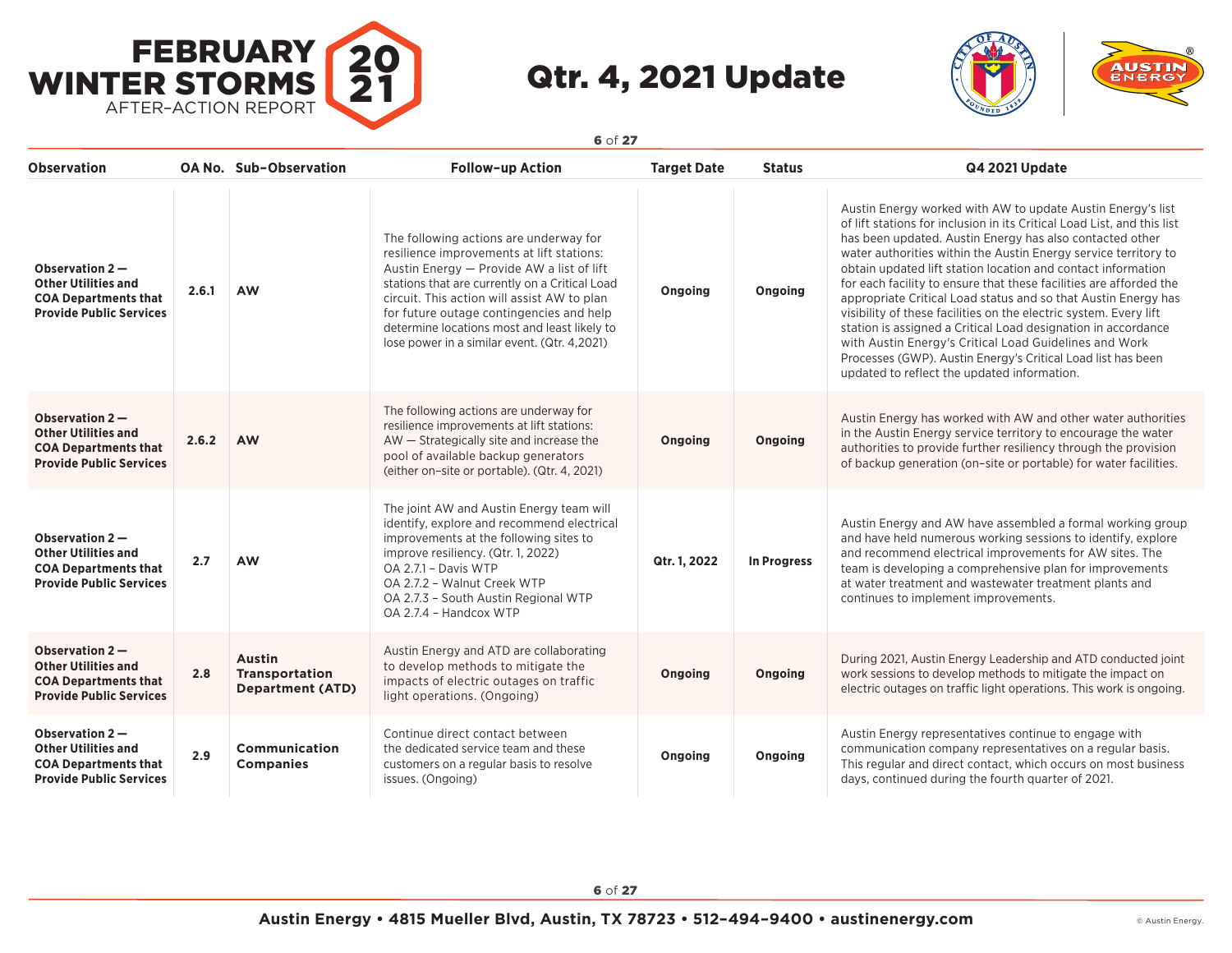# FEBRUARY WINTER STORMS 2021 AFTER-ACTION REPORT

## Qtr. 4, 2021 Update

| Observation | OA No. | Sub-Observation | Follow-up Action | Target Date | Status | Q4 2021 Update |
|---|---|---|---|---|---|---|
| **Observation 2 — Other Utilities and COA Departments that Provide Public Services** | **2.6.1** | **AW** | The following actions are underway for resilience improvements at lift stations: Austin Energy — Provide AW a list of lift stations that are currently on a Critical Load circuit. This action will assist AW to plan for future outage contingencies and help determine locations most and least likely to lose power in a similar event. (Qtr. 4,2021) | **Ongoing** | **Ongoing** | Austin Energy worked with AW to update Austin Energy's list of lift stations for inclusion in its Critical Load List, and this list has been updated. Austin Energy has also contacted other water authorities within the Austin Energy service territory to obtain updated lift station location and contact information for each facility to ensure that these facilities are afforded the appropriate Critical Load status and so that Austin Energy has visibility of these facilities on the electric system. Every lift station is assigned a Critical Load designation in accordance with Austin Energy's Critical Load Guidelines and Work Processes (GWP). Austin Energy's Critical Load list has been updated to reflect the updated information. |
| **Observation 2 — Other Utilities and COA Departments that Provide Public Services** | **2.6.2** | **AW** | The following actions are underway for resilience improvements at lift stations: AW — Strategically site and increase the pool of available backup generators (either on-site or portable). (Qtr. 4, 2021) | **Ongoing** | **Ongoing** | Austin Energy has worked with AW and other water authorities in the Austin Energy service territory to encourage the water authorities to provide further resiliency through the provision of backup generation (on-site or portable) for water facilities. |
| **Observation 2 — Other Utilities and COA Departments that Provide Public Services** | **2.7** | **AW** | The joint AW and Austin Energy team will identify, explore and recommend electrical improvements at the following sites to improve resiliency. (Qtr. 1, 2022)<br>OA 2.7.1 – Davis WTP<br>OA 2.7.2 – Walnut Creek WTP<br>OA 2.7.3 – South Austin Regional WTP<br>OA 2.7.4 – Handcox WTP | **Qtr. 1, 2022** | **In Progress** | Austin Energy and AW have assembled a formal working group and have held numerous working sessions to identify, explore and recommend electrical improvements for AW sites. The team is developing a comprehensive plan for improvements at water treatment and wastewater treatment plants and continues to implement improvements. |
| **Observation 2 — Other Utilities and COA Departments that Provide Public Services** | **2.8** | **Austin Transportation Department (ATD)** | Austin Energy and ATD are collaborating to develop methods to mitigate the impacts of electric outages on traffic light operations. (Ongoing) | **Ongoing** | **Ongoing** | During 2021, Austin Energy Leadership and ATD conducted joint work sessions to develop methods to mitigate the impact on electric outages on traffic light operations. This work is ongoing. |
| **Observation 2 — Other Utilities and COA Departments that Provide Public Services** | **2.9** | **Communication Companies** | Continue direct contact between the dedicated service team and these customers on a regular basis to resolve issues. (Ongoing) | **Ongoing** | **Ongoing** | Austin Energy representatives continue to engage with communication company representatives on a regular basis. This regular and direct contact, which occurs on most business days, continued during the fourth quarter of 2021. |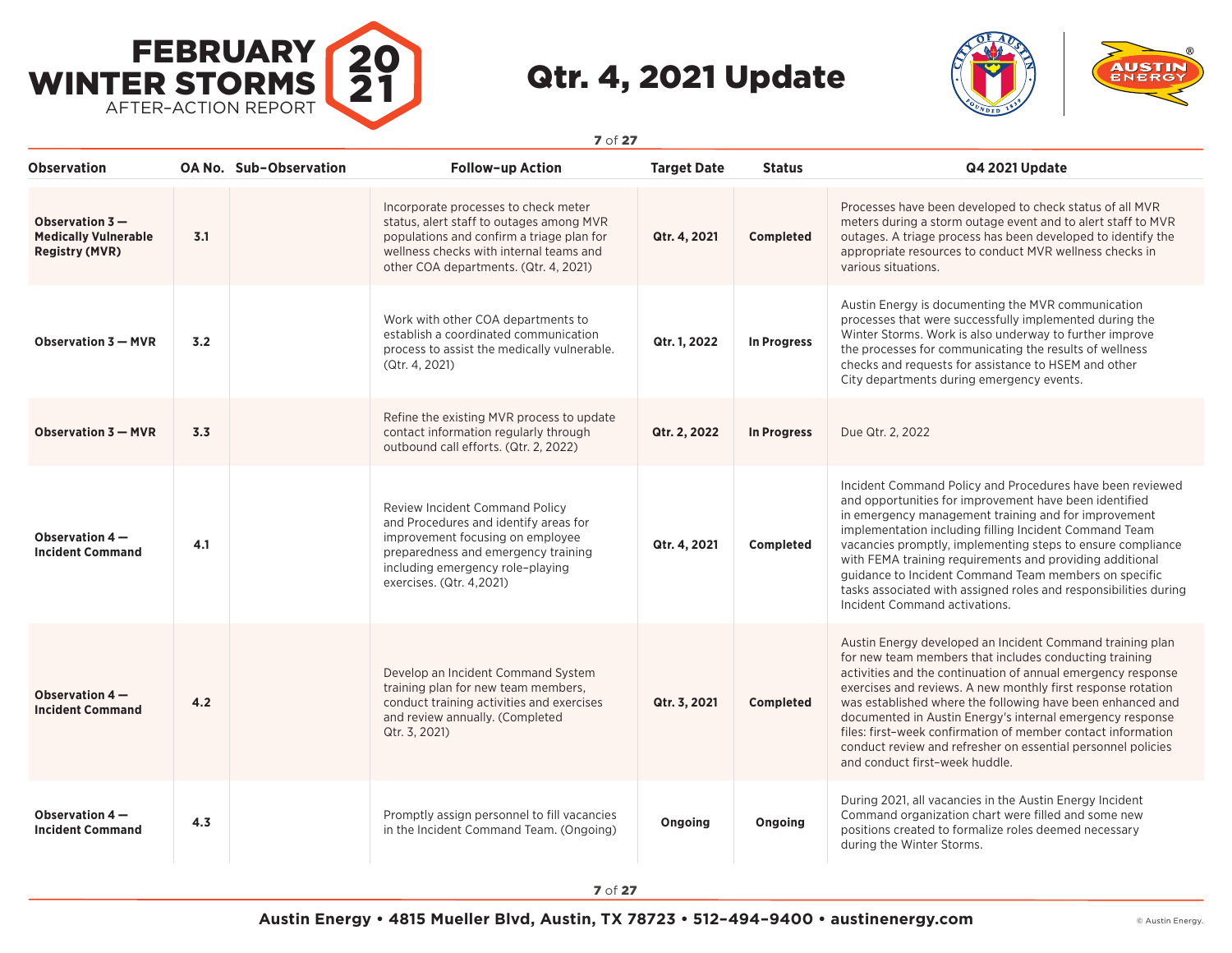# FEBRUARY WINTER STORMS 2021 AFTER-ACTION REPORT

## Qtr. 4, 2021 Update

| Observation | OA No. | Sub-Observation | Follow-up Action | Target Date | Status | Q4 2021 Update |
|---|---|---|---|---|---|---|
| **Observation 3 — Medically Vulnerable Registry (MVR)** | **3.1** | | Incorporate processes to check meter status, alert staff to outages among MVR populations and confirm a triage plan for wellness checks with internal teams and other COA departments. (Qtr. 4, 2021) | **Qtr. 4, 2021** | **Completed** | Processes have been developed to check status of all MVR meters during a storm outage event and to alert staff to MVR outages. A triage process has been developed to identify the appropriate resources to conduct MVR wellness checks in various situations. |
| **Observation 3 — MVR** | **3.2** | | Work with other COA departments to establish a coordinated communication process to assist the medically vulnerable. (Qtr. 4, 2021) | **Qtr. 1, 2022** | **In Progress** | Austin Energy is documenting the MVR communication processes that were successfully implemented during the Winter Storms. Work is also underway to further improve the processes for communicating the results of wellness checks and requests for assistance to HSEM and other City departments during emergency events. |
| **Observation 3 — MVR** | **3.3** | | Refine the existing MVR process to update contact information regularly through outbound call efforts. (Qtr. 2, 2022) | **Qtr. 2, 2022** | **In Progress** | Due Qtr. 2, 2022 |
| **Observation 4 — Incident Command** | **4.1** | | Review Incident Command Policy and Procedures and identify areas for improvement focusing on employee preparedness and emergency training including emergency role-playing exercises. (Qtr. 4,2021) | **Qtr. 4, 2021** | **Completed** | Incident Command Policy and Procedures have been reviewed and opportunities for improvement have been identified in emergency management training and for improvement implementation including filling Incident Command Team vacancies promptly, implementing steps to ensure compliance with FEMA training requirements and providing additional guidance to Incident Command Team members on specific tasks associated with assigned roles and responsibilities during Incident Command activations. |
| **Observation 4 — Incident Command** | **4.2** | | Develop an Incident Command System training plan for new team members, conduct training activities and exercises and review annually. (Completed Qtr. 3, 2021) | **Qtr. 3, 2021** | **Completed** | Austin Energy developed an Incident Command training plan for new team members that includes conducting training activities and the continuation of annual emergency response exercises and reviews. A new monthly first response rotation was established where the following have been enhanced and documented in Austin Energy's internal emergency response files: first-week confirmation of member contact information conduct review and refresher on essential personnel policies and conduct first-week huddle. |
| **Observation 4 — Incident Command** | **4.3** | | Promptly assign personnel to fill vacancies in the Incident Command Team. (Ongoing) | **Ongoing** | **Ongoing** | During 2021, all vacancies in the Austin Energy Incident Command organization chart were filled and some new positions created to formalize roles deemed necessary during the Winter Storms. |

Austin Energy • 4815 Mueller Blvd, Austin, TX 78723 • 512-494-9400 • austinenergy.com

© Austin Energy.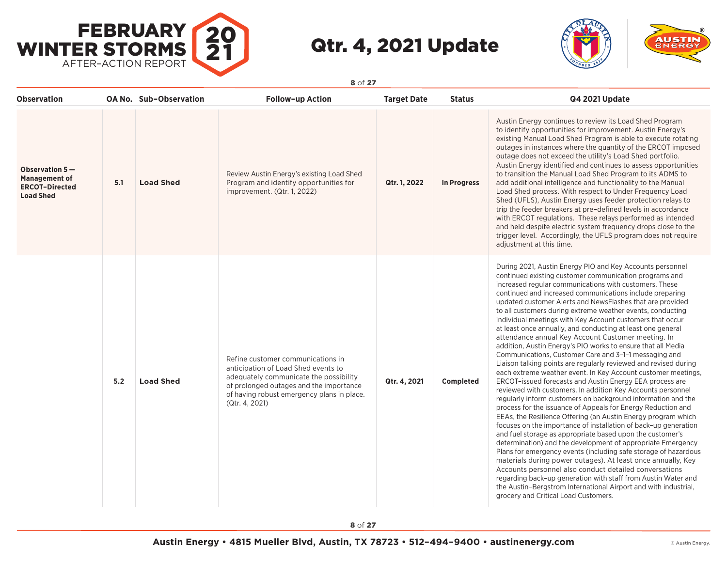| Observation | OA No. | Sub-Observation | Follow-up Action | Target Date | Status | Q4 2021 Update |
|---|---|---|---|---|---|---|
| **Observation 5 — Management of ERCOT-Directed Load Shed** | **5.1** | **Load Shed** | Review Austin Energy's existing Load Shed Program and identify opportunities for improvement. (Qtr. 1, 2022) | **Qtr. 1, 2022** | **In Progress** | Austin Energy continues to review its Load Shed Program to identify opportunities for improvement. Austin Energy's existing Manual Load Shed Program is able to execute rotating outages in instances where the quantity of the ERCOT imposed outage does not exceed the utility's Load Shed portfolio. Austin Energy identified and continues to assess opportunities to transition the Manual Load Shed Program to its ADMS to add additional intelligence and functionality to the Manual Load Shed process. With respect to Under Frequency Load Shed (UFLS), Austin Energy uses feeder protection relays to trip the feeder breakers at pre-defined levels in accordance with ERCOT regulations. These relays performed as intended and held despite electric system frequency drops close to the trigger level. Accordingly, the UFLS program does not require adjustment at this time. |
| | **5.2** | **Load Shed** | Refine customer communications in anticipation of Load Shed events to adequately communicate the possibility of prolonged outages and the importance of having robust emergency plans in place. (Qtr. 4, 2021) | **Qtr. 4, 2021** | **Completed** | During 2021, Austin Energy PIO and Key Accounts personnel continued existing customer communication programs and increased regular communications with customers. These continued and increased communications include preparing updated customer Alerts and NewsFlashes that are provided to all customers during extreme weather events, conducting individual meetings with Key Account customers that occur at least once annually, and conducting at least one general attendance annual Key Account Customer meeting. In addition, Austin Energy's PIO works to ensure that all Media Communications, Customer Care and 3-1-1 messaging and Liaison talking points are regularly reviewed and revised during each extreme weather event. In Key Account customer meetings, ERCOT-issued forecasts and Austin Energy EEA process are reviewed with customers. In addition Key Accounts personnel regularly inform customers on background information and the process for the issuance of Appeals for Energy Reduction and EEAs, the Resilience Offering (an Austin Energy program which focuses on the importance of installation of back-up generation and fuel storage as appropriate based upon the customer's determination) and the development of appropriate Emergency Plans for emergency events (including safe storage of hazardous materials during power outages). At least once annually, Key Accounts personnel also conduct detailed conversations regarding back-up generation with staff from Austin Water and the Austin-Bergstrom International Airport and with industrial, grocery and Critical Load Customers. |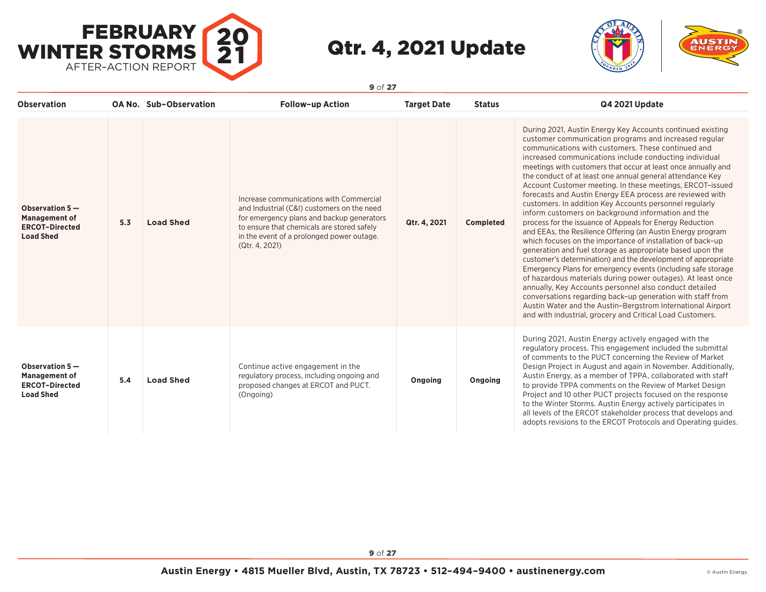| Observation | OA No. | Sub-Observation | Follow-up Action | Target Date | Status | Q4 2021 Update |
|---|---|---|---|---|---|---|
| **Observation 5 — Management of ERCOT-Directed Load Shed** | **5.3** | **Load Shed** | Increase communications with Commercial and Industrial (C&I) customers on the need for emergency plans and backup generators to ensure that chemicals are stored safely in the event of a prolonged power outage. (Qtr. 4, 2021) | **Qtr. 4, 2021** | **Completed** | During 2021, Austin Energy Key Accounts continued existing customer communication programs and increased regular communications with customers. These continued and increased communications include conducting individual meetings with customers that occur at least once annually and the conduct of at least one annual general attendance Key Account Customer meeting. In these meetings, ERCOT-issued forecasts and Austin Energy EEA process are reviewed with customers. In addition Key Accounts personnel regularly inform customers on background information and the process for the issuance of Appeals for Energy Reduction and EEAs, the Resilience Offering (an Austin Energy program which focuses on the importance of installation of back-up generation and fuel storage as appropriate based upon the customer's determination) and the development of appropriate Emergency Plans for emergency events (including safe storage of hazardous materials during power outages). At least once annually, Key Accounts personnel also conduct detailed conversations regarding back-up generation with staff from Austin Water and the Austin-Bergstrom International Airport and with industrial, grocery and Critical Load Customers. |
| **Observation 5 — Management of ERCOT-Directed Load Shed** | **5.4** | **Load Shed** | Continue active engagement in the regulatory process, including ongoing and proposed changes at ERCOT and PUCT. (Ongoing) | **Ongoing** | **Ongoing** | During 2021, Austin Energy actively engaged with the regulatory process. This engagement included the submittal of comments to the PUCT concerning the Review of Market Design Project in August and again in November. Additionally, Austin Energy, as a member of TPPA, collaborated with staff to provide TPPA comments on the Review of Market Design Project and 10 other PUCT projects focused on the response to the Winter Storms. Austin Energy actively participates in all levels of the ERCOT stakeholder process that develops and adopts revisions to the ERCOT Protocols and Operating guides. |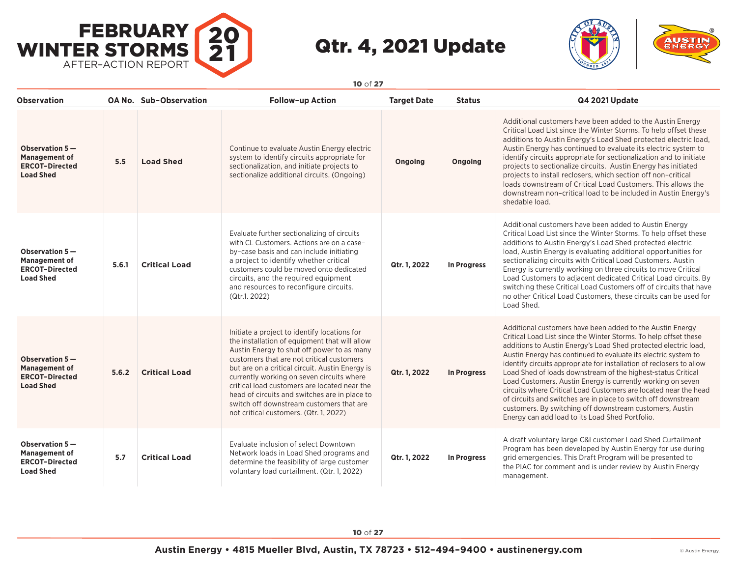# FEBRUARY WINTER STORMS 2021 AFTER-ACTION REPORT

## Qtr. 4, 2021 Update

| Observation | OA No. | Sub-Observation | Follow-up Action | Target Date | Status | Q4 2021 Update |
|---|---|---|---|---|---|---|
| **Observation 5 — Management of ERCOT-Directed Load Shed** | **5.5** | **Load Shed** | Continue to evaluate Austin Energy electric system to identify circuits appropriate for sectionalization, and initiate projects to sectionalize additional circuits. (Ongoing) | **Ongoing** | **Ongoing** | Additional customers have been added to the Austin Energy Critical Load List since the Winter Storms. To help offset these additions to Austin Energy's Load Shed protected electric load, Austin Energy has continued to evaluate its electric system to identify circuits appropriate for sectionalization and to initiate projects to sectionalize circuits. Austin Energy has initiated projects to install reclosers, which section off non-critical loads downstream of Critical Load Customers. This allows the downstream non-critical load to be included in Austin Energy's shedable load. |
| **Observation 5 — Management of ERCOT-Directed Load Shed** | **5.6.1** | **Critical Load** | Evaluate further sectionalizing of circuits with CL Customers. Actions are on a case-by-case basis and can include initiating a project to identify whether critical customers could be moved onto dedicated circuits, and the required equipment and resources to reconfigure circuits. (Qtr.1. 2022) | **Qtr. 1, 2022** | **In Progress** | Additional customers have been added to Austin Energy Critical Load List since the Winter Storms. To help offset these additions to Austin Energy's Load Shed protected electric load, Austin Energy is evaluating additional opportunities for sectionalizing circuits with Critical Load Customers. Austin Energy is currently working on three circuits to move Critical Load Customers to adjacent dedicated Critical Load circuits. By switching these Critical Load Customers off of circuits that have no other Critical Load Customers, these circuits can be used for Load Shed. |
| **Observation 5 — Management of ERCOT-Directed Load Shed** | **5.6.2** | **Critical Load** | Initiate a project to identify locations for the installation of equipment that will allow Austin Energy to shut off power to as many customers that are not critical customers but are on a critical circuit. Austin Energy is currently working on seven circuits where critical load customers are located near the head of circuits and switches are in place to switch off downstream customers that are not critical customers. (Qtr. 1, 2022) | **Qtr. 1, 2022** | **In Progress** | Additional customers have been added to the Austin Energy Critical Load List since the Winter Storms. To help offset these additions to Austin Energy's Load Shed protected electric load, Austin Energy has continued to evaluate its electric system to identify circuits appropriate for installation of reclosers to allow Load Shed of loads downstream of the highest-status Critical Load Customers. Austin Energy is currently working on seven circuits where Critical Load Customers are located near the head of circuits and switches are in place to switch off downstream customers. By switching off downstream customers, Austin Energy can add load to its Load Shed Portfolio. |
| **Observation 5 — Management of ERCOT-Directed Load Shed** | **5.7** | **Critical Load** | Evaluate inclusion of select Downtown Network loads in Load Shed programs and determine the feasibility of large customer voluntary load curtailment. (Qtr. 1, 2022) | **Qtr. 1, 2022** | **In Progress** | A draft voluntary large C&I customer Load Shed Curtailment Program has been developed by Austin Energy for use during grid emergencies. This Draft Program will be presented to the PIAC for comment and is under review by Austin Energy management. |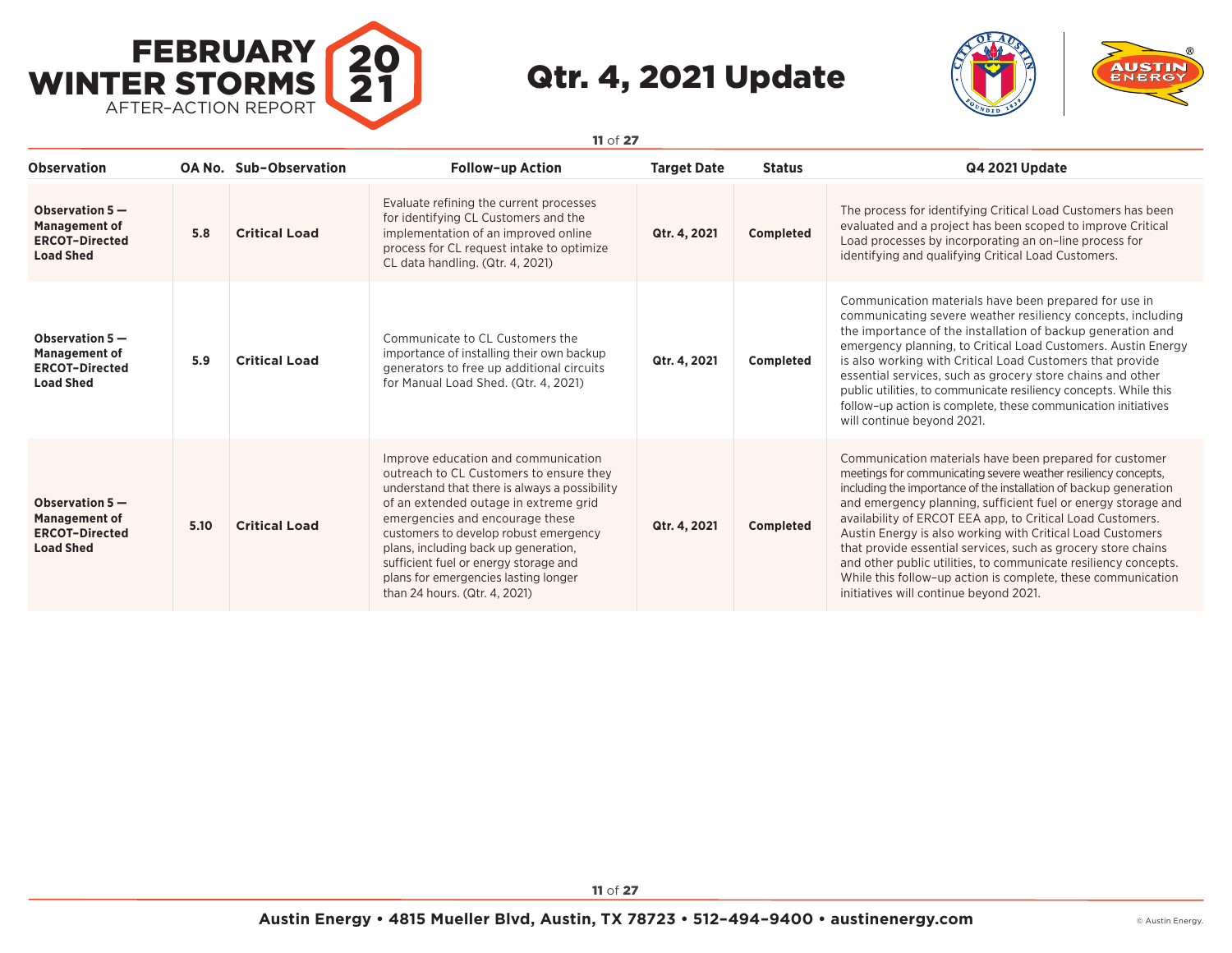# FEBRUARY WINTER STORMS 2021 AFTER-ACTION REPORT

# Qtr. 4, 2021 Update

| Observation | OA No. | Sub-Observation | Follow-up Action | Target Date | Status | Q4 2021 Update |
|---|---|---|---|---|---|---|
| **Observation 5 — Management of ERCOT-Directed Load Shed** | **5.8** | **Critical Load** | Evaluate refining the current processes for identifying CL Customers and the implementation of an improved online process for CL request intake to optimize CL data handling. (Qtr. 4, 2021) | **Qtr. 4, 2021** | **Completed** | The process for identifying Critical Load Customers has been evaluated and a project has been scoped to improve Critical Load processes by incorporating an on-line process for identifying and qualifying Critical Load Customers. |
| **Observation 5 — Management of ERCOT-Directed Load Shed** | **5.9** | **Critical Load** | Communicate to CL Customers the importance of installing their own backup generators to free up additional circuits for Manual Load Shed. (Qtr. 4, 2021) | **Qtr. 4, 2021** | **Completed** | Communication materials have been prepared for use in communicating severe weather resiliency concepts, including the importance of the installation of backup generation and emergency planning, to Critical Load Customers. Austin Energy is also working with Critical Load Customers that provide essential services, such as grocery store chains and other public utilities, to communicate resiliency concepts. While this follow-up action is complete, these communication initiatives will continue beyond 2021. |
| **Observation 5 — Management of ERCOT-Directed Load Shed** | **5.10** | **Critical Load** | Improve education and communication outreach to CL Customers to ensure they understand that there is always a possibility of an extended outage in extreme grid emergencies and encourage these customers to develop robust emergency plans, including back up generation, sufficient fuel or energy storage and plans for emergencies lasting longer than 24 hours. (Qtr. 4, 2021) | **Qtr. 4, 2021** | **Completed** | Communication materials have been prepared for customer meetings for communicating severe weather resiliency concepts, including the importance of the installation of backup generation and emergency planning, sufficient fuel or energy storage and availability of ERCOT EEA app, to Critical Load Customers. Austin Energy is also working with Critical Load Customers that provide essential services, such as grocery store chains and other public utilities, to communicate resiliency concepts. While this follow-up action is complete, these communication initiatives will continue beyond 2021. |

**Austin Energy • 4815 Mueller Blvd, Austin, TX 78723 • 512-494-9400 • austinenergy.com**

© Austin Energy.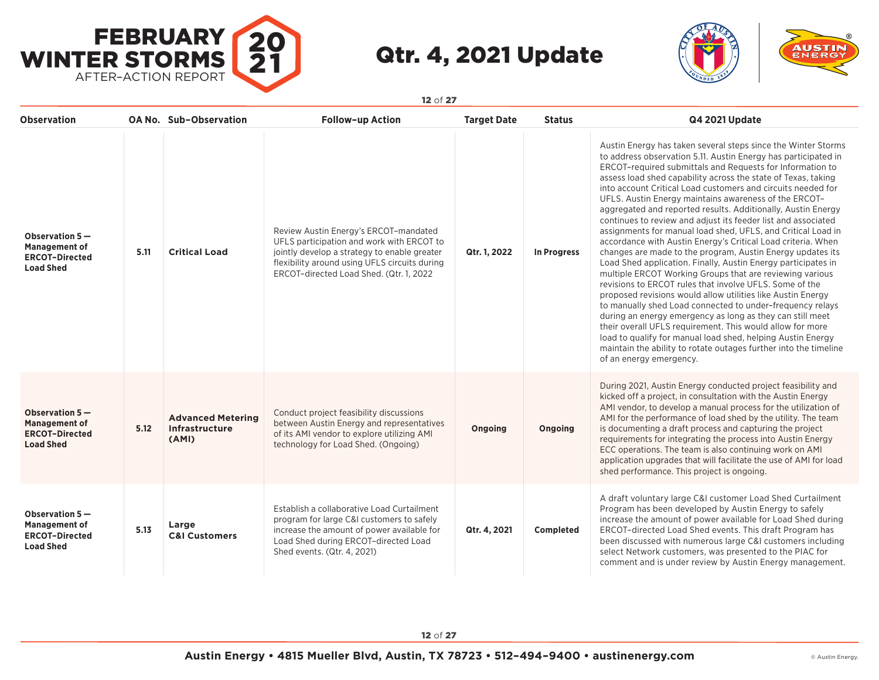# FEBRUARY WINTER STORMS 2021 AFTER-ACTION REPORT

# Qtr. 4, 2021 Update

| Observation | OA No. | Sub-Observation | Follow-up Action | Target Date | Status | Q4 2021 Update |
|---|---|---|---|---|---|---|
| **Observation 5 — Management of ERCOT-Directed Load Shed** | **5.11** | **Critical Load** | Review Austin Energy's ERCOT-mandated UFLS participation and work with ERCOT to jointly develop a strategy to enable greater flexibility around using UFLS circuits during ERCOT-directed Load Shed. (Qtr. 1, 2022 | **Qtr. 1, 2022** | **In Progress** | Austin Energy has taken several steps since the Winter Storms to address observation 5.11. Austin Energy has participated in ERCOT-required submittals and Requests for Information to assess load shed capability across the state of Texas, taking into account Critical Load customers and circuits needed for UFLS. Austin Energy maintains awareness of the ERCOT-aggregated and reported results. Additionally, Austin Energy continues to review and adjust its feeder list and associated assignments for manual load shed, UFLS, and Critical Load in accordance with Austin Energy's Critical Load criteria. When changes are made to the program, Austin Energy updates its Load Shed application. Finally, Austin Energy participates in multiple ERCOT Working Groups that are reviewing various revisions to ERCOT rules that involve UFLS. Some of the proposed revisions would allow utilities like Austin Energy to manually shed Load connected to under-frequency relays during an energy emergency as long as they can still meet their overall UFLS requirement. This would allow for more load to qualify for manual load shed, helping Austin Energy maintain the ability to rotate outages further into the timeline of an energy emergency. |
| **Observation 5 — Management of ERCOT-Directed Load Shed** | **5.12** | **Advanced Metering Infrastructure (AMI)** | Conduct project feasibility discussions between Austin Energy and representatives of its AMI vendor to explore utilizing AMI technology for Load Shed. (Ongoing) | **Ongoing** | **Ongoing** | During 2021, Austin Energy conducted project feasibility and kicked off a project, in consultation with the Austin Energy AMI vendor, to develop a manual process for the utilization of AMI for the performance of load shed by the utility. The team is documenting a draft process and capturing the project requirements for integrating the process into Austin Energy ECC operations. The team is also continuing work on AMI application upgrades that will facilitate the use of AMI for load shed performance. This project is ongoing. |
| **Observation 5 — Management of ERCOT-Directed Load Shed** | **5.13** | **Large C&I Customers** | Establish a collaborative Load Curtailment program for large C&I customers to safely increase the amount of power available for Load Shed during ERCOT-directed Load Shed events. (Qtr. 4, 2021) | **Qtr. 4, 2021** | **Completed** | A draft voluntary large C&I customer Load Shed Curtailment Program has been developed by Austin Energy to safely increase the amount of power available for Load Shed during ERCOT-directed Load Shed events. This draft Program has been discussed with numerous large C&I customers including select Network customers, was presented to the PIAC for comment and is under review by Austin Energy management. |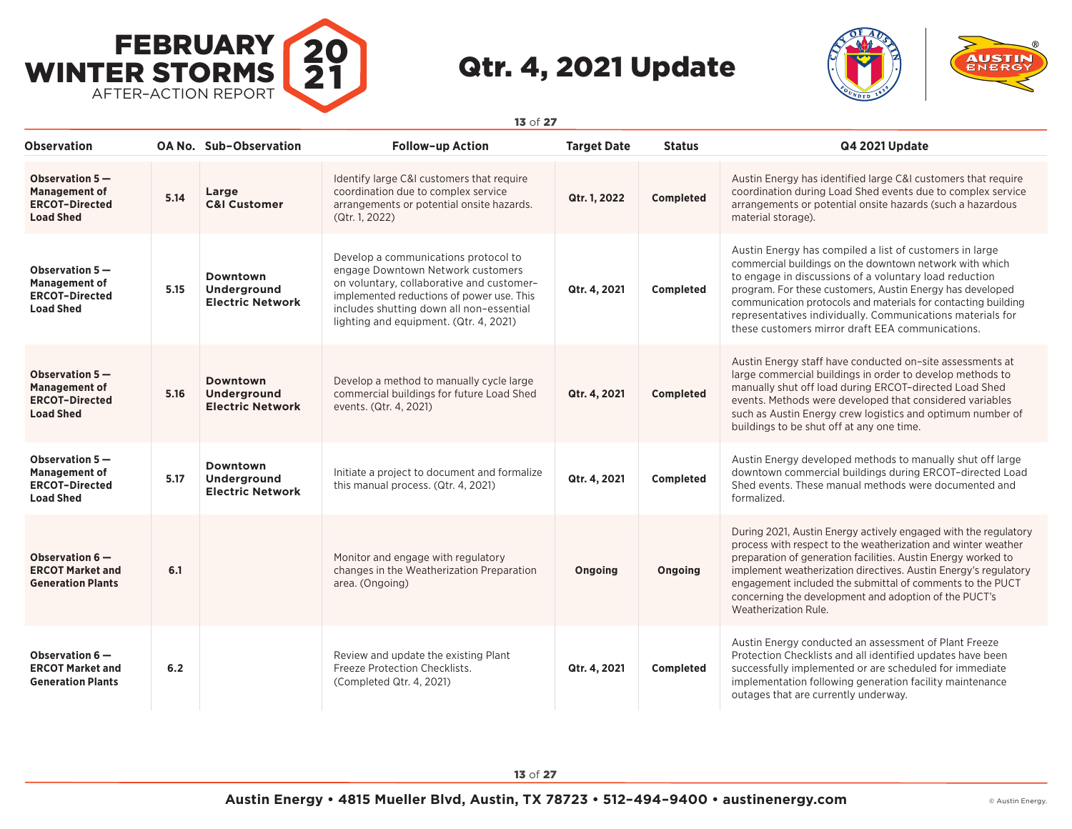| Observation | OA No. | Sub-Observation | Follow-up Action | Target Date | Status | Q4 2021 Update |
|---|---|---|---|---|---|---|
| **Observation 5 — Management of ERCOT-Directed Load Shed** | **5.14** | **Large C&I Customer** | Identify large C&I customers that require coordination due to complex service arrangements or potential onsite hazards. (Qtr. 1, 2022) | **Qtr. 1, 2022** | **Completed** | Austin Energy has identified large C&I customers that require coordination during Load Shed events due to complex service arrangements or potential onsite hazards (such a hazardous material storage). |
| **Observation 5 — Management of ERCOT-Directed Load Shed** | **5.15** | **Downtown Underground Electric Network** | Develop a communications protocol to engage Downtown Network customers on voluntary, collaborative and customer-implemented reductions of power use. This includes shutting down all non-essential lighting and equipment. (Qtr. 4, 2021) | **Qtr. 4, 2021** | **Completed** | Austin Energy has compiled a list of customers in large commercial buildings on the downtown network with which to engage in discussions of a voluntary load reduction program. For these customers, Austin Energy has developed communication protocols and materials for contacting building representatives individually. Communications materials for these customers mirror draft EEA communications. |
| **Observation 5 — Management of ERCOT-Directed Load Shed** | **5.16** | **Downtown Underground Electric Network** | Develop a method to manually cycle large commercial buildings for future Load Shed events. (Qtr. 4, 2021) | **Qtr. 4, 2021** | **Completed** | Austin Energy staff have conducted on-site assessments at large commercial buildings in order to develop methods to manually shut off load during ERCOT-directed Load Shed events. Methods were developed that considered variables such as Austin Energy crew logistics and optimum number of buildings to be shut off at any one time. |
| **Observation 5 — Management of ERCOT-Directed Load Shed** | **5.17** | **Downtown Underground Electric Network** | Initiate a project to document and formalize this manual process. (Qtr. 4, 2021) | **Qtr. 4, 2021** | **Completed** | Austin Energy developed methods to manually shut off large downtown commercial buildings during ERCOT-directed Load Shed events. These manual methods were documented and formalized. |
| **Observation 6 — ERCOT Market and Generation Plants** | **6.1** | | Monitor and engage with regulatory changes in the Weatherization Preparation area. (Ongoing) | **Ongoing** | **Ongoing** | During 2021, Austin Energy actively engaged with the regulatory process with respect to the weatherization and winter weather preparation of generation facilities. Austin Energy worked to implement weatherization directives. Austin Energy's regulatory engagement included the submittal of comments to the PUCT concerning the development and adoption of the PUCT's Weatherization Rule. |
| **Observation 6 — ERCOT Market and Generation Plants** | **6.2** | | Review and update the existing Plant Freeze Protection Checklists. (Completed Qtr. 4, 2021) | **Qtr. 4, 2021** | **Completed** | Austin Energy conducted an assessment of Plant Freeze Protection Checklists and all identified updates have been successfully implemented or are scheduled for immediate implementation following generation facility maintenance outages that are currently underway. |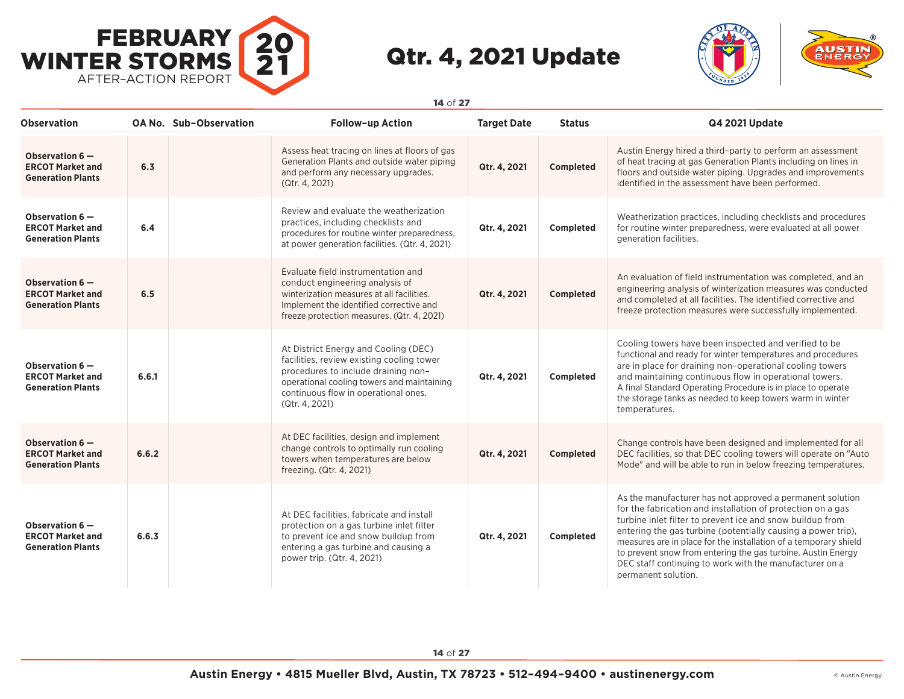# FEBRUARY WINTER STORMS 2021 AFTER-ACTION REPORT

# Qtr. 4, 2021 Update

| Observation | OA No. | Sub-Observation | Follow-up Action | Target Date | Status | Q4 2021 Update |
|---|---|---|---|---|---|---|
| **Observation 6 — ERCOT Market and Generation Plants** | **6.3** | | Assess heat tracing on lines at floors of gas Generation Plants and outside water piping and perform any necessary upgrades. (Qtr. 4, 2021) | **Qtr. 4, 2021** | **Completed** | Austin Energy hired a third-party to perform an assessment of heat tracing at gas Generation Plants including on lines in floors and outside water piping. Upgrades and improvements identified in the assessment have been performed. |
| **Observation 6 — ERCOT Market and Generation Plants** | **6.4** | | Review and evaluate the weatherization practices, including checklists and procedures for routine winter preparedness, at power generation facilities. (Qtr. 4, 2021) | **Qtr. 4, 2021** | **Completed** | Weatherization practices, including checklists and procedures for routine winter preparedness, were evaluated at all power generation facilities. |
| **Observation 6 — ERCOT Market and Generation Plants** | **6.5** | | Evaluate field instrumentation and conduct engineering analysis of winterization measures at all facilities. Implement the identified corrective and freeze protection measures. (Qtr. 4, 2021) | **Qtr. 4, 2021** | **Completed** | An evaluation of field instrumentation was completed, and an engineering analysis of winterization measures was conducted and completed at all facilities. The identified corrective and freeze protection measures were successfully implemented. |
| **Observation 6 — ERCOT Market and Generation Plants** | **6.6.1** | | At District Energy and Cooling (DEC) facilities, review existing cooling tower procedures to include draining non-operational cooling towers and maintaining continuous flow in operational ones. (Qtr. 4, 2021) | **Qtr. 4, 2021** | **Completed** | Cooling towers have been inspected and verified to be functional and ready for winter temperatures and procedures are in place for draining non-operational cooling towers and maintaining continuous flow in operational towers. A final Standard Operating Procedure is in place to operate the storage tanks as needed to keep towers warm in winter temperatures. |
| **Observation 6 — ERCOT Market and Generation Plants** | **6.6.2** | | At DEC facilities, design and implement change controls to optimally run cooling towers when temperatures are below freezing. (Qtr. 4, 2021) | **Qtr. 4, 2021** | **Completed** | Change controls have been designed and implemented for all DEC facilities, so that DEC cooling towers will operate on "Auto Mode" and will be able to run in below freezing temperatures. |
| **Observation 6 — ERCOT Market and Generation Plants** | **6.6.3** | | At DEC facilities, fabricate and install protection on a gas turbine inlet filter to prevent ice and snow buildup from entering a gas turbine and causing a power trip. (Qtr. 4, 2021) | **Qtr. 4, 2021** | **Completed** | As the manufacturer has not approved a permanent solution for the fabrication and installation of protection on a gas turbine inlet filter to prevent ice and snow buildup from entering the gas turbine (potentially causing a power trip), measures are in place for the installation of a temporary shield to prevent snow from entering the gas turbine. Austin Energy DEC staff continuing to work with the manufacturer on a permanent solution. |

**Austin Energy • 4815 Mueller Blvd, Austin, TX 78723 • 512-494-9400 • austinenergy.com**

© Austin Energy.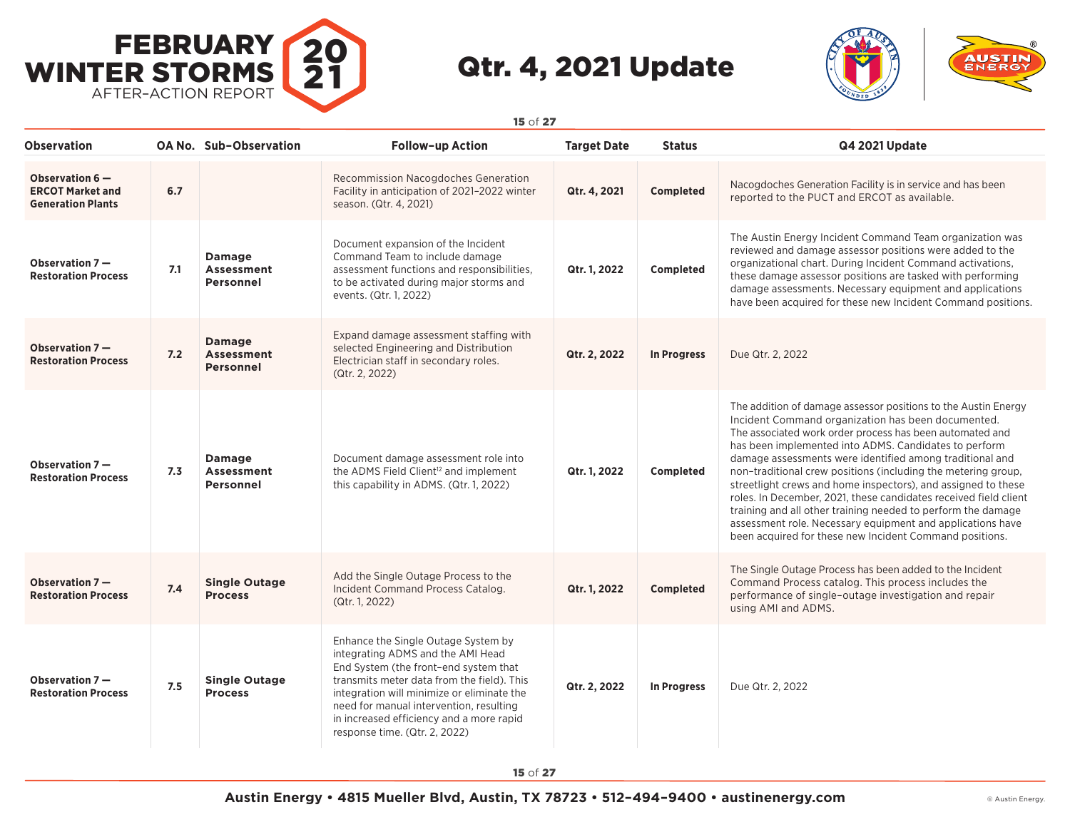# FEBRUARY WINTER STORMS 2021 AFTER-ACTION REPORT

## Qtr. 4, 2021 Update

| Observation | OA No. | Sub-Observation | Follow-up Action | Target Date | Status | Q4 2021 Update |
|---|---|---|---|---|---|---|
| **Observation 6 — ERCOT Market and Generation Plants** | **6.7** | | Recommission Nacogdoches Generation Facility in anticipation of 2021–2022 winter season. (Qtr. 4, 2021) | **Qtr. 4, 2021** | **Completed** | Nacogdoches Generation Facility is in service and has been reported to the PUCT and ERCOT as available. |
| **Observation 7 — Restoration Process** | **7.1** | **Damage Assessment Personnel** | Document expansion of the Incident Command Team to include damage assessment functions and responsibilities, to be activated during major storms and events. (Qtr. 1, 2022) | **Qtr. 1, 2022** | **Completed** | The Austin Energy Incident Command Team organization was reviewed and damage assessor positions were added to the organizational chart. During Incident Command activations, these damage assessor positions are tasked with performing damage assessments. Necessary equipment and applications have been acquired for these new Incident Command positions. |
| **Observation 7 — Restoration Process** | **7.2** | **Damage Assessment Personnel** | Expand damage assessment staffing with selected Engineering and Distribution Electrician staff in secondary roles. (Qtr. 2, 2022) | **Qtr. 2, 2022** | **In Progress** | Due Qtr. 2, 2022 |
| **Observation 7 — Restoration Process** | **7.3** | **Damage Assessment Personnel** | Document damage assessment role into the ADMS Field Client[12] and implement this capability in ADMS. (Qtr. 1, 2022) | **Qtr. 1, 2022** | **Completed** | The addition of damage assessor positions to the Austin Energy Incident Command organization has been documented. The associated work order process has been automated and has been implemented into ADMS. Candidates to perform damage assessments were identified among traditional and non-traditional crew positions (including the metering group, streetlight crews and home inspectors), and assigned to these roles. In December, 2021, these candidates received field client training and all other training needed to perform the damage assessment role. Necessary equipment and applications have been acquired for these new Incident Command positions. |
| **Observation 7 — Restoration Process** | **7.4** | **Single Outage Process** | Add the Single Outage Process to the Incident Command Process Catalog. (Qtr. 1, 2022) | **Qtr. 1, 2022** | **Completed** | The Single Outage Process has been added to the Incident Command Process catalog. This process includes the performance of single-outage investigation and repair using AMI and ADMS. |
| **Observation 7 — Restoration Process** | **7.5** | **Single Outage Process** | Enhance the Single Outage System by integrating ADMS and the AMI Head End System (the front-end system that transmits meter data from the field). This integration will minimize or eliminate the need for manual intervention, resulting in increased efficiency and a more rapid response time. (Qtr. 2, 2022) | **Qtr. 2, 2022** | **In Progress** | Due Qtr. 2, 2022 |

Austin Energy • 4815 Mueller Blvd, Austin, TX 78723 • 512-494-9400 • austinenergy.com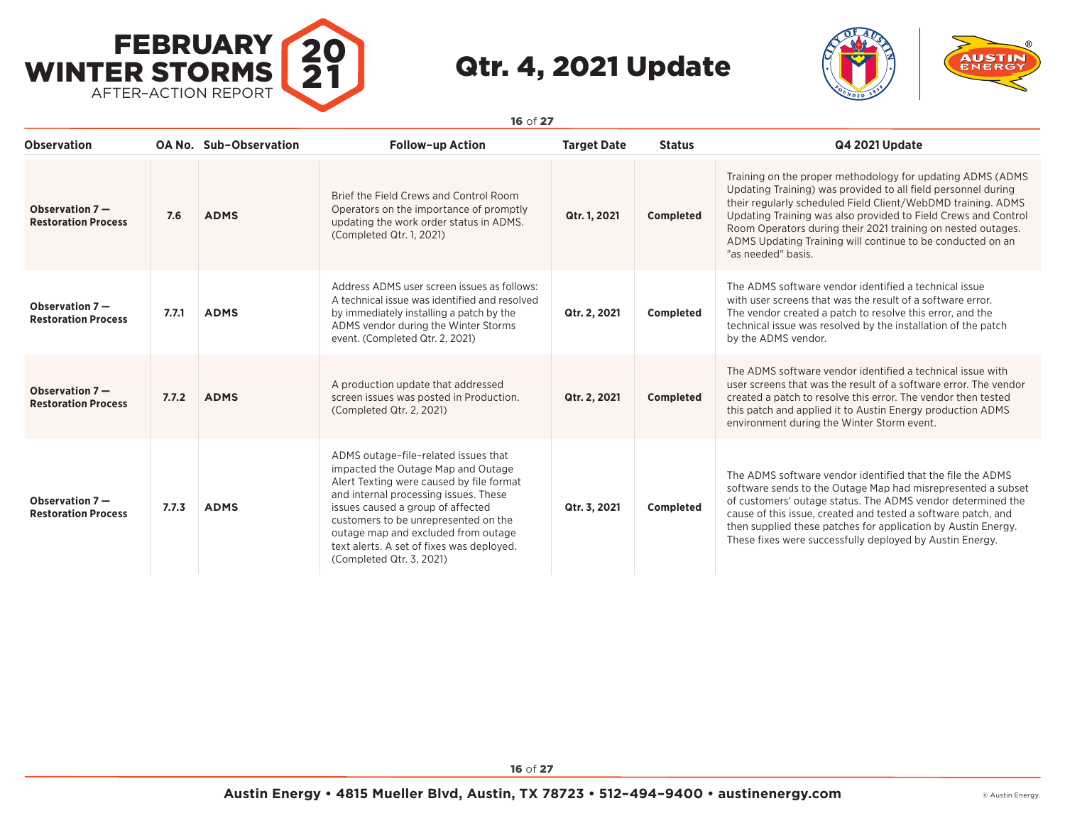# FEBRUARY WINTER STORMS 2021 AFTER-ACTION REPORT

## Qtr. 4, 2021 Update

| Observation | OA No. | Sub-Observation | Follow-up Action | Target Date | Status | Q4 2021 Update |
|---|---|---|---|---|---|---|
| **Observation 7 — Restoration Process** | **7.6** | **ADMS** | Brief the Field Crews and Control Room Operators on the importance of promptly updating the work order status in ADMS. (Completed Qtr. 1, 2021) | **Qtr. 1, 2021** | **Completed** | Training on the proper methodology for updating ADMS (ADMS Updating Training) was provided to all field personnel during their regularly scheduled Field Client/WebDMD training. ADMS Updating Training was also provided to Field Crews and Control Room Operators during their 2021 training on nested outages. ADMS Updating Training will continue to be conducted on an "as needed" basis. |
| **Observation 7 — Restoration Process** | **7.7.1** | **ADMS** | Address ADMS user screen issues as follows: A technical issue was identified and resolved by immediately installing a patch by the ADMS vendor during the Winter Storms event. (Completed Qtr. 2, 2021) | **Qtr. 2, 2021** | **Completed** | The ADMS software vendor identified a technical issue with user screens that was the result of a software error. The vendor created a patch to resolve this error, and the technical issue was resolved by the installation of the patch by the ADMS vendor. |
| **Observation 7 — Restoration Process** | **7.7.2** | **ADMS** | A production update that addressed screen issues was posted in Production. (Completed Qtr. 2, 2021) | **Qtr. 2, 2021** | **Completed** | The ADMS software vendor identified a technical issue with user screens that was the result of a software error. The vendor created a patch to resolve this error. The vendor then tested this patch and applied it to Austin Energy production ADMS environment during the Winter Storm event. |
| **Observation 7 — Restoration Process** | **7.7.3** | **ADMS** | ADMS outage-file-related issues that impacted the Outage Map and Outage Alert Texting were caused by file format and internal processing issues. These issues caused a group of affected customers to be unrepresented on the outage map and excluded from outage text alerts. A set of fixes was deployed. (Completed Qtr. 3, 2021) | **Qtr. 3, 2021** | **Completed** | The ADMS software vendor identified that the file the ADMS software sends to the Outage Map had misrepresented a subset of customers' outage status. The ADMS vendor determined the cause of this issue, created and tested a software patch, and then supplied these patches for application by Austin Energy. These fixes were successfully deployed by Austin Energy. |

**Austin Energy • 4815 Mueller Blvd, Austin, TX 78723 • 512-494-9400 • austinenergy.com**

© Austin Energy.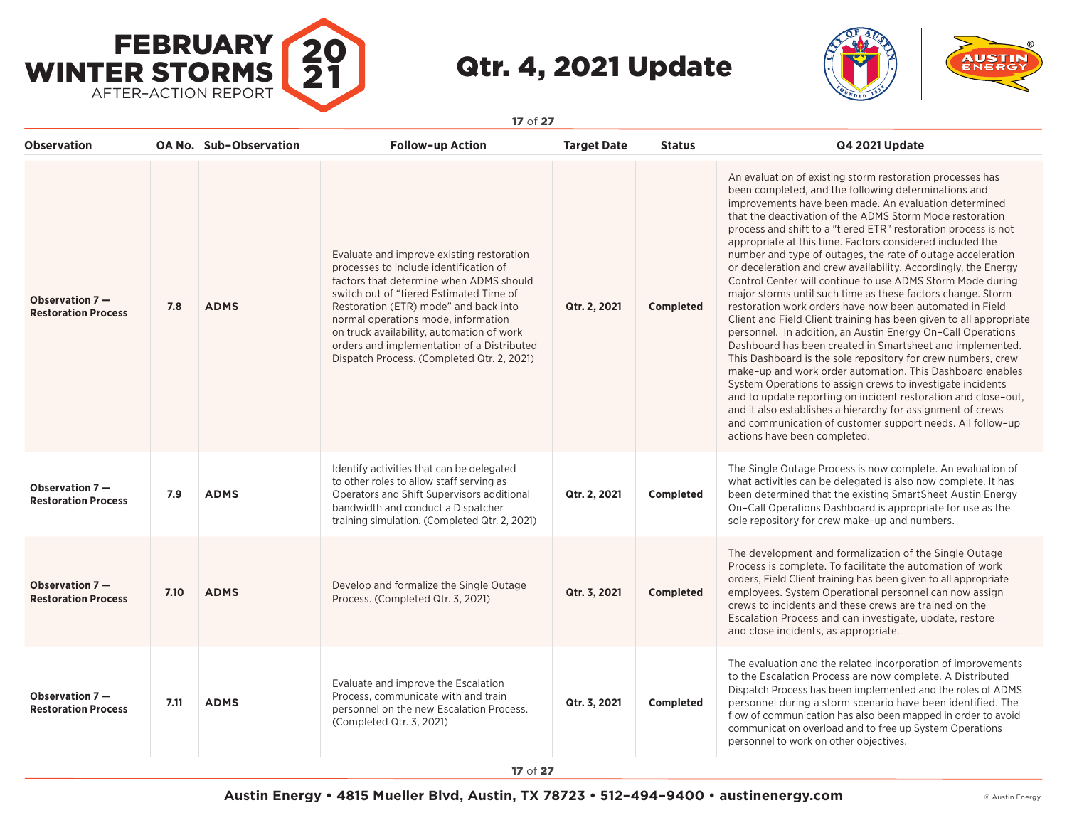| Observation | OA No. | Sub-Observation | Follow-up Action | Target Date | Status | Q4 2021 Update |
|---|---|---|---|---|---|---|
| **Observation 7 — Restoration Process** | **7.8** | **ADMS** | Evaluate and improve existing restoration processes to include identification of factors that determine when ADMS should switch out of "tiered Estimated Time of Restoration (ETR) mode" and back into normal operations mode, information on truck availability, automation of work orders and implementation of a Distributed Dispatch Process. (Completed Qtr. 2, 2021) | **Qtr. 2, 2021** | **Completed** | An evaluation of existing storm restoration processes has been completed, and the following determinations and improvements have been made. An evaluation determined that the deactivation of the ADMS Storm Mode restoration process and shift to a "tiered ETR" restoration process is not appropriate at this time. Factors considered included the number and type of outages, the rate of outage acceleration or deceleration and crew availability. Accordingly, the Energy Control Center will continue to use ADMS Storm Mode during major storms until such time as these factors change. Storm restoration work orders have now been automated in Field Client and Field Client training has been given to all appropriate personnel. In addition, an Austin Energy On-Call Operations Dashboard has been created in Smartsheet and implemented. This Dashboard is the sole repository for crew numbers, crew make-up and work order automation. This Dashboard enables System Operations to assign crews to investigate incidents and to update reporting on incident restoration and close-out, and it also establishes a hierarchy for assignment of crews and communication of customer support needs. All follow-up actions have been completed. |
| **Observation 7 — Restoration Process** | **7.9** | **ADMS** | Identify activities that can be delegated to other roles to allow staff serving as Operators and Shift Supervisors additional bandwidth and conduct a Dispatcher training simulation. (Completed Qtr. 2, 2021) | **Qtr. 2, 2021** | **Completed** | The Single Outage Process is now complete. An evaluation of what activities can be delegated is also now complete. It has been determined that the existing SmartSheet Austin Energy On-Call Operations Dashboard is appropriate for use as the sole repository for crew make-up and numbers. |
| **Observation 7 — Restoration Process** | **7.10** | **ADMS** | Develop and formalize the Single Outage Process. (Completed Qtr. 3, 2021) | **Qtr. 3, 2021** | **Completed** | The development and formalization of the Single Outage Process is complete. To facilitate the automation of work orders, Field Client training has been given to all appropriate employees. System Operational personnel can now assign crews to incidents and these crews are trained on the Escalation Process and can investigate, update, restore and close incidents, as appropriate. |
| **Observation 7 — Restoration Process** | **7.11** | **ADMS** | Evaluate and improve the Escalation Process, communicate with and train personnel on the new Escalation Process. (Completed Qtr. 3, 2021) | **Qtr. 3, 2021** | **Completed** | The evaluation and the related incorporation of improvements to the Escalation Process are now complete. A Distributed Dispatch Process has been implemented and the roles of ADMS personnel during a storm scenario have been identified. The flow of communication has also been mapped in order to avoid communication overload and to free up System Operations personnel to work on other objectives. |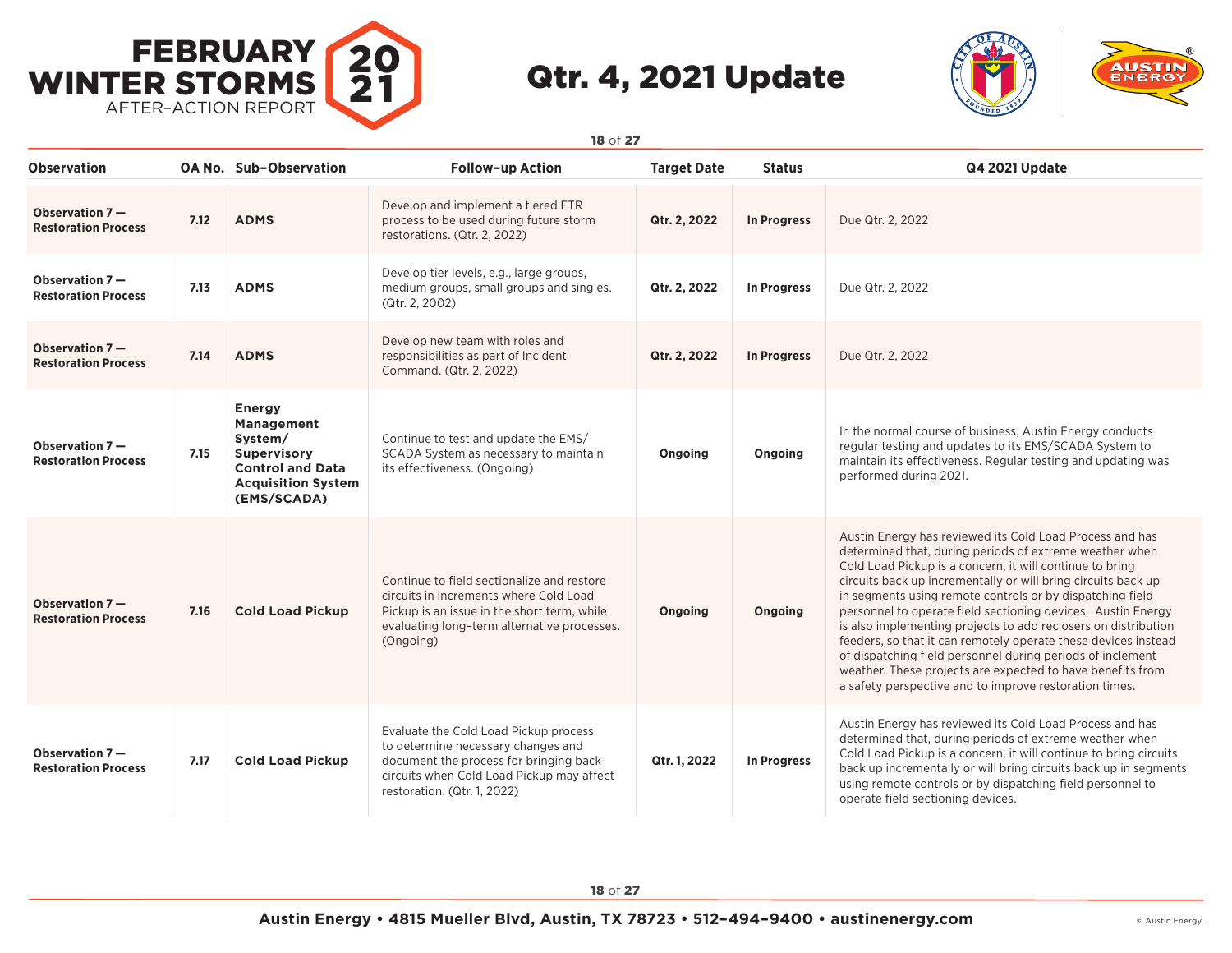# FEBRUARY WINTER STORMS 2021 AFTER-ACTION REPORT

## Qtr. 4, 2021 Update

| Observation | OA No. | Sub-Observation | Follow-up Action | Target Date | Status | Q4 2021 Update |
|---|---|---|---|---|---|---|
| **Observation 7 — Restoration Process** | 7.12 | **ADMS** | Develop and implement a tiered ETR process to be used during future storm restorations. (Qtr. 2, 2022) | **Qtr. 2, 2022** | **In Progress** | Due Qtr. 2, 2022 |
| **Observation 7 — Restoration Process** | 7.13 | **ADMS** | Develop tier levels, e.g., large groups, medium groups, small groups and singles. (Qtr. 2, 2002) | **Qtr. 2, 2022** | **In Progress** | Due Qtr. 2, 2022 |
| **Observation 7 — Restoration Process** | 7.14 | **ADMS** | Develop new team with roles and responsibilities as part of Incident Command. (Qtr. 2, 2022) | **Qtr. 2, 2022** | **In Progress** | Due Qtr. 2, 2022 |
| **Observation 7 — Restoration Process** | 7.15 | **Energy Management System/ Supervisory Control and Data Acquisition System (EMS/SCADA)** | Continue to test and update the EMS/ SCADA System as necessary to maintain its effectiveness. (Ongoing) | **Ongoing** | **Ongoing** | In the normal course of business, Austin Energy conducts regular testing and updates to its EMS/SCADA System to maintain its effectiveness. Regular testing and updating was performed during 2021. |
| **Observation 7 — Restoration Process** | 7.16 | **Cold Load Pickup** | Continue to field sectionalize and restore circuits in increments where Cold Load Pickup is an issue in the short term, while evaluating long-term alternative processes. (Ongoing) | **Ongoing** | **Ongoing** | Austin Energy has reviewed its Cold Load Process and has determined that, during periods of extreme weather when Cold Load Pickup is a concern, it will continue to bring circuits back up incrementally or will bring circuits back up in segments using remote controls or by dispatching field personnel to operate field sectioning devices. Austin Energy is also implementing projects to add reclosers on distribution feeders, so that it can remotely operate these devices instead of dispatching field personnel during periods of inclement weather. These projects are expected to have benefits from a safety perspective and to improve restoration times. |
| **Observation 7 — Restoration Process** | 7.17 | **Cold Load Pickup** | Evaluate the Cold Load Pickup process to determine necessary changes and document the process for bringing back circuits when Cold Load Pickup may affect restoration. (Qtr. 1, 2022) | **Qtr. 1, 2022** | **In Progress** | Austin Energy has reviewed its Cold Load Process and has determined that, during periods of extreme weather when Cold Load Pickup is a concern, it will continue to bring circuits back up incrementally or will bring circuits back up in segments using remote controls or by dispatching field personnel to operate field sectioning devices. |

**Austin Energy • 4815 Mueller Blvd, Austin, TX 78723 • 512-494-9400 • austinenergy.com**

© Austin Energy.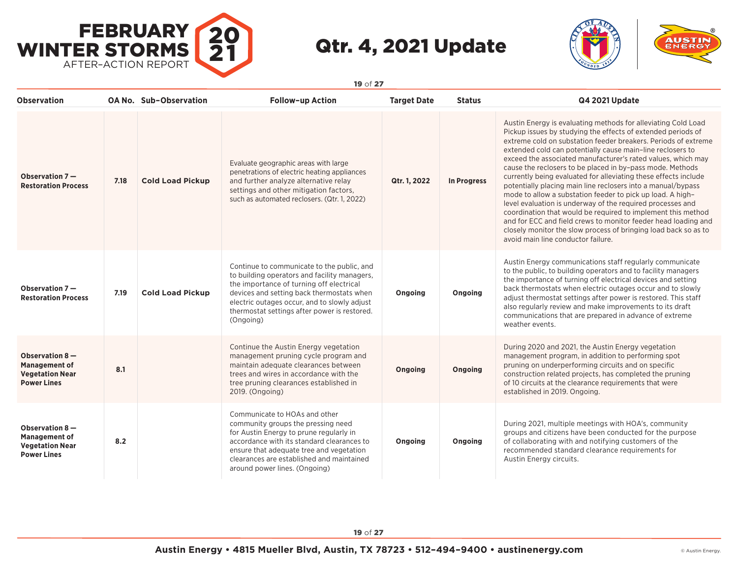| Observation | OA No. | Sub-Observation | Follow-up Action | Target Date | Status | Q4 2021 Update |
|---|---|---|---|---|---|---|
| **Observation 7 — Restoration Process** | **7.18** | **Cold Load Pickup** | Evaluate geographic areas with large penetrations of electric heating appliances and further analyze alternative relay settings and other mitigation factors, such as automated reclosers. (Qtr. 1, 2022) | **Qtr. 1, 2022** | **In Progress** | Austin Energy is evaluating methods for alleviating Cold Load Pickup issues by studying the effects of extended periods of extreme cold on substation feeder breakers. Periods of extreme extended cold can potentially cause main-line reclosers to exceed the associated manufacturer's rated values, which may cause the reclosers to be placed in by-pass mode. Methods currently being evaluated for alleviating these effects include potentially placing main line reclosers into a manual/bypass mode to allow a substation feeder to pick up load. A high-level evaluation is underway of the required processes and coordination that would be required to implement this method and for ECC and field crews to monitor feeder head loading and closely monitor the slow process of bringing load back so as to avoid main line conductor failure. |
| **Observation 7 — Restoration Process** | **7.19** | **Cold Load Pickup** | Continue to communicate to the public, and to building operators and facility managers, the importance of turning off electrical devices and setting back thermostats when electric outages occur, and to slowly adjust thermostat settings after power is restored. (Ongoing) | **Ongoing** | **Ongoing** | Austin Energy communications staff regularly communicate to the public, to building operators and to facility managers the importance of turning off electrical devices and setting back thermostats when electric outages occur and to slowly adjust thermostat settings after power is restored. This staff also regularly review and make improvements to its draft communications that are prepared in advance of extreme weather events. |
| **Observation 8 — Management of Vegetation Near Power Lines** | **8.1** | | Continue the Austin Energy vegetation management pruning cycle program and maintain adequate clearances between trees and wires in accordance with the tree pruning clearances established in 2019. (Ongoing) | **Ongoing** | **Ongoing** | During 2020 and 2021, the Austin Energy vegetation management program, in addition to performing spot pruning on underperforming circuits and on specific construction related projects, has completed the pruning of 10 circuits at the clearance requirements that were established in 2019. Ongoing. |
| **Observation 8 — Management of Vegetation Near Power Lines** | **8.2** | | Communicate to HOAs and other community groups the pressing need for Austin Energy to prune regularly in accordance with its standard clearances to ensure that adequate tree and vegetation clearances are established and maintained around power lines. (Ongoing) | **Ongoing** | **Ongoing** | During 2021, multiple meetings with HOA's, community groups and citizens have been conducted for the purpose of collaborating with and notifying customers of the recommended standard clearance requirements for Austin Energy circuits. |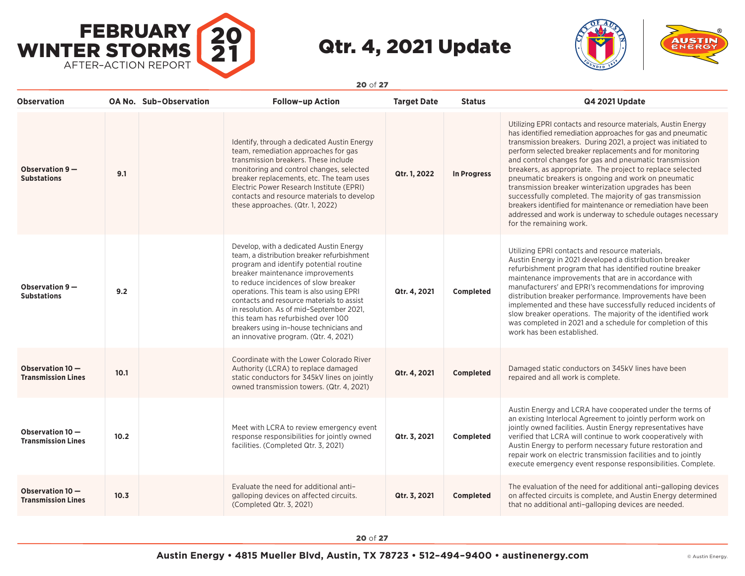# FEBRUARY WINTER STORMS 2021 AFTER-ACTION REPORT

## Qtr. 4, 2021 Update

| Observation | OA No. | Sub-Observation | Follow-up Action | Target Date | Status | Q4 2021 Update |
|---|---|---|---|---|---|---|
| **Observation 9 — Substations** | **9.1** | | Identify, through a dedicated Austin Energy team, remediation approaches for gas transmission breakers. These include monitoring and control changes, selected breaker replacements, etc. The team uses Electric Power Research Institute (EPRI) contacts and resource materials to develop these approaches. (Qtr. 1, 2022) | **Qtr. 1, 2022** | **In Progress** | Utilizing EPRI contacts and resource materials, Austin Energy has identified remediation approaches for gas and pneumatic transmission breakers. During 2021, a project was initiated to perform selected breaker replacements and for monitoring and control changes for gas and pneumatic transmission breakers, as appropriate. The project to replace selected pneumatic breakers is ongoing and work on pneumatic transmission breaker winterization upgrades has been successfully completed. The majority of gas transmission breakers identified for maintenance or remediation have been addressed and work is underway to schedule outages necessary for the remaining work. |
| **Observation 9 — Substations** | **9.2** | | Develop, with a dedicated Austin Energy team, a distribution breaker refurbishment program and identify potential routine breaker maintenance improvements to reduce incidences of slow breaker operations. This team is also using EPRI contacts and resource materials to assist in resolution. As of mid-September 2021, this team has refurbished over 100 breakers using in-house technicians and an innovative program. (Qtr. 4, 2021) | **Qtr. 4, 2021** | **Completed** | Utilizing EPRI contacts and resource materials, Austin Energy in 2021 developed a distribution breaker refurbishment program that has identified routine breaker maintenance improvements that are in accordance with manufacturers' and EPRI's recommendations for improving distribution breaker performance. Improvements have been implemented and these have successfully reduced incidents of slow breaker operations. The majority of the identified work was completed in 2021 and a schedule for completion of this work has been established. |
| **Observation 10 — Transmission Lines** | **10.1** | | Coordinate with the Lower Colorado River Authority (LCRA) to replace damaged static conductors for 345kV lines on jointly owned transmission towers. (Qtr. 4, 2021) | **Qtr. 4, 2021** | **Completed** | Damaged static conductors on 345kV lines have been repaired and all work is complete. |
| **Observation 10 — Transmission Lines** | **10.2** | | Meet with LCRA to review emergency event response responsibilities for jointly owned facilities. (Completed Qtr. 3, 2021) | **Qtr. 3, 2021** | **Completed** | Austin Energy and LCRA have cooperated under the terms of an existing Interlocal Agreement to jointly perform work on jointly owned facilities. Austin Energy representatives have verified that LCRA will continue to work cooperatively with Austin Energy to perform necessary future restoration and repair work on electric transmission facilities and to jointly execute emergency event response responsibilities. Complete. |
| **Observation 10 — Transmission Lines** | **10.3** | | Evaluate the need for additional anti-galloping devices on affected circuits. (Completed Qtr. 3, 2021) | **Qtr. 3, 2021** | **Completed** | The evaluation of the need for additional anti-galloping devices on affected circuits is complete, and Austin Energy determined that no additional anti-galloping devices are needed. |

Austin Energy • 4815 Mueller Blvd, Austin, TX 78723 • 512-494-9400 • austinenergy.com

© Austin Energy.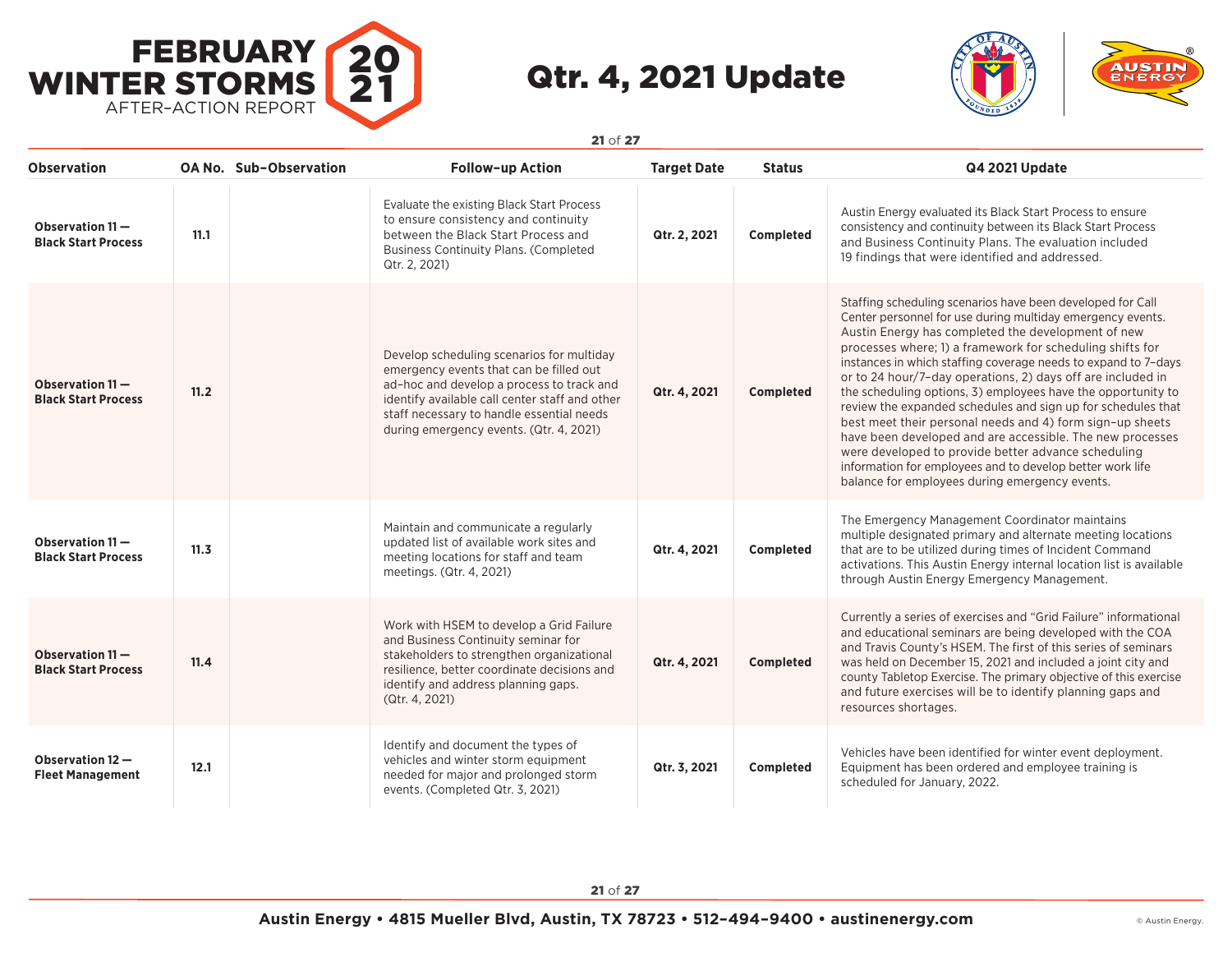# FEBRUARY WINTER STORMS 2021 AFTER-ACTION REPORT

## Qtr. 4, 2021 Update

| Observation | OA No. | Sub-Observation | Follow-up Action | Target Date | Status | Q4 2021 Update |
|---|---|---|---|---|---|---|
| **Observation 11 — Black Start Process** | **11.1** | | Evaluate the existing Black Start Process to ensure consistency and continuity between the Black Start Process and Business Continuity Plans. (Completed Qtr. 2, 2021) | **Qtr. 2, 2021** | **Completed** | Austin Energy evaluated its Black Start Process to ensure consistency and continuity between its Black Start Process and Business Continuity Plans. The evaluation included 19 findings that were identified and addressed. |
| **Observation 11 — Black Start Process** | **11.2** | | Develop scheduling scenarios for multiday emergency events that can be filled out ad-hoc and develop a process to track and identify available call center staff and other staff necessary to handle essential needs during emergency events. (Qtr. 4, 2021) | **Qtr. 4, 2021** | **Completed** | Staffing scheduling scenarios have been developed for Call Center personnel for use during multiday emergency events. Austin Energy has completed the development of new processes where; 1) a framework for scheduling shifts for instances in which staffing coverage needs to expand to 7-days or to 24 hour/7-day operations, 2) days off are included in the scheduling options, 3) employees have the opportunity to review the expanded schedules and sign up for schedules that best meet their personal needs and 4) form sign-up sheets have been developed and are accessible. The new processes were developed to provide better advance scheduling information for employees and to develop better work life balance for employees during emergency events. |
| **Observation 11 — Black Start Process** | **11.3** | | Maintain and communicate a regularly updated list of available work sites and meeting locations for staff and team meetings. (Qtr. 4, 2021) | **Qtr. 4, 2021** | **Completed** | The Emergency Management Coordinator maintains multiple designated primary and alternate meeting locations that are to be utilized during times of Incident Command activations. This Austin Energy internal location list is available through Austin Energy Emergency Management. |
| **Observation 11 — Black Start Process** | **11.4** | | Work with HSEM to develop a Grid Failure and Business Continuity seminar for stakeholders to strengthen organizational resilience, better coordinate decisions and identify and address planning gaps. (Qtr. 4, 2021) | **Qtr. 4, 2021** | **Completed** | Currently a series of exercises and "Grid Failure" informational and educational seminars are being developed with the COA and Travis County's HSEM. The first of this series of seminars was held on December 15, 2021 and included a joint city and county Tabletop Exercise. The primary objective of this exercise and future exercises will be to identify planning gaps and resources shortages. |
| **Observation 12 — Fleet Management** | **12.1** | | Identify and document the types of vehicles and winter storm equipment needed for major and prolonged storm events. (Completed Qtr. 3, 2021) | **Qtr. 3, 2021** | **Completed** | Vehicles have been identified for winter event deployment. Equipment has been ordered and employee training is scheduled for January, 2022. |

**Austin Energy • 4815 Mueller Blvd, Austin, TX 78723 • 512-494-9400 • austinenergy.com**

© Austin Energy.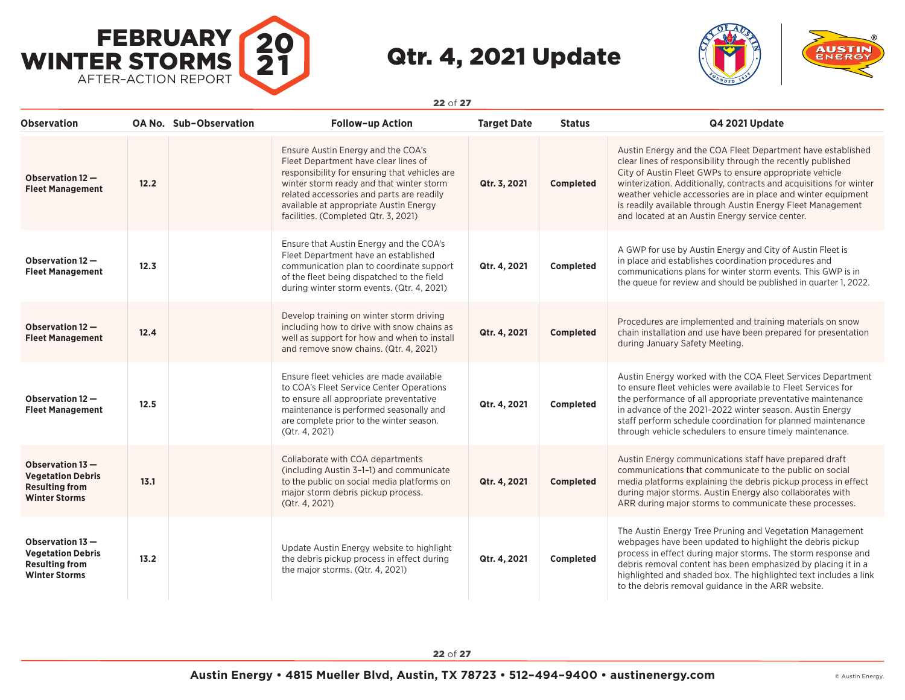| Observation | OA No. | Sub-Observation | Follow-up Action | Target Date | Status | Q4 2021 Update |
|---|---|---|---|---|---|---|
| **Observation 12 — Fleet Management** | **12.2** | | Ensure Austin Energy and the COA's Fleet Department have clear lines of responsibility for ensuring that vehicles are winter storm ready and that winter storm related accessories and parts are readily available at appropriate Austin Energy facilities. (Completed Qtr. 3, 2021) | **Qtr. 3, 2021** | **Completed** | Austin Energy and the COA Fleet Department have established clear lines of responsibility through the recently published City of Austin Fleet GWPs to ensure appropriate vehicle winterization. Additionally, contracts and acquisitions for winter weather vehicle accessories are in place and winter equipment is readily available through Austin Energy Fleet Management and located at an Austin Energy service center. |
| **Observation 12 — Fleet Management** | **12.3** | | Ensure that Austin Energy and the COA's Fleet Department have an established communication plan to coordinate support of the fleet being dispatched to the field during winter storm events. (Qtr. 4, 2021) | **Qtr. 4, 2021** | **Completed** | A GWP for use by Austin Energy and City of Austin Fleet is in place and establishes coordination procedures and communications plans for winter storm events. This GWP is in the queue for review and should be published in quarter 1, 2022. |
| **Observation 12 — Fleet Management** | **12.4** | | Develop training on winter storm driving including how to drive with snow chains as well as support for how and when to install and remove snow chains. (Qtr. 4, 2021) | **Qtr. 4, 2021** | **Completed** | Procedures are implemented and training materials on snow chain installation and use have been prepared for presentation during January Safety Meeting. |
| **Observation 12 — Fleet Management** | **12.5** | | Ensure fleet vehicles are made available to COA's Fleet Service Center Operations to ensure all appropriate preventative maintenance is performed seasonally and are complete prior to the winter season. (Qtr. 4, 2021) | **Qtr. 4, 2021** | **Completed** | Austin Energy worked with the COA Fleet Services Department to ensure fleet vehicles were available to Fleet Services for the performance of all appropriate preventative maintenance in advance of the 2021–2022 winter season. Austin Energy staff perform schedule coordination for planned maintenance through vehicle schedulers to ensure timely maintenance. |
| **Observation 13 — Vegetation Debris Resulting from Winter Storms** | **13.1** | | Collaborate with COA departments (including Austin 3-1-1) and communicate to the public on social media platforms on major storm debris pickup process. (Qtr. 4, 2021) | **Qtr. 4, 2021** | **Completed** | Austin Energy communications staff have prepared draft communications that communicate to the public on social media platforms explaining the debris pickup process in effect during major storms. Austin Energy also collaborates with ARR during major storms to communicate these processes. |
| **Observation 13 — Vegetation Debris Resulting from Winter Storms** | **13.2** | | Update Austin Energy website to highlight the debris pickup process in effect during the major storms. (Qtr. 4, 2021) | **Qtr. 4, 2021** | **Completed** | The Austin Energy Tree Pruning and Vegetation Management webpages have been updated to highlight the debris pickup process in effect during major storms. The storm response and debris removal content has been emphasized by placing it in a highlighted and shaded box. The highlighted text includes a link to the debris removal guidance in the ARR website. |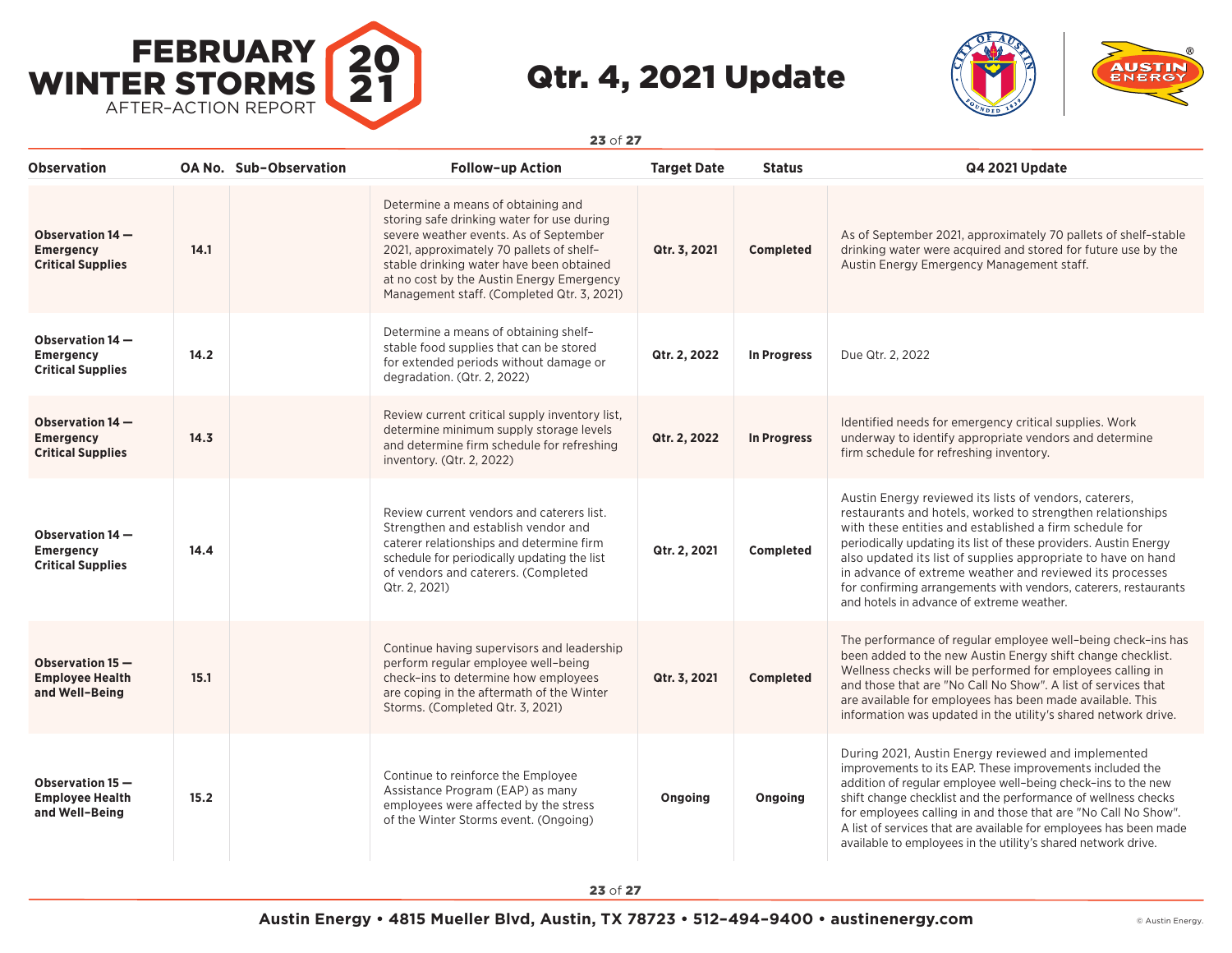# FEBRUARY WINTER STORMS 2021 AFTER-ACTION REPORT

## Qtr. 4, 2021 Update

| Observation | OA No. | Sub-Observation | Follow-up Action | Target Date | Status | Q4 2021 Update |
|---|---|---|---|---|---|---|
| **Observation 14 — Emergency Critical Supplies** | **14.1** | | Determine a means of obtaining and storing safe drinking water for use during severe weather events. As of September 2021, approximately 70 pallets of shelf-stable drinking water have been obtained at no cost by the Austin Energy Emergency Management staff. (Completed Qtr. 3, 2021) | **Qtr. 3, 2021** | **Completed** | As of September 2021, approximately 70 pallets of shelf-stable drinking water were acquired and stored for future use by the Austin Energy Emergency Management staff. |
| **Observation 14 — Emergency Critical Supplies** | **14.2** | | Determine a means of obtaining shelf-stable food supplies that can be stored for extended periods without damage or degradation. (Qtr. 2, 2022) | **Qtr. 2, 2022** | **In Progress** | Due Qtr. 2, 2022 |
| **Observation 14 — Emergency Critical Supplies** | **14.3** | | Review current critical supply inventory list, determine minimum supply storage levels and determine firm schedule for refreshing inventory. (Qtr. 2, 2022) | **Qtr. 2, 2022** | **In Progress** | Identified needs for emergency critical supplies. Work underway to identify appropriate vendors and determine firm schedule for refreshing inventory. |
| **Observation 14 — Emergency Critical Supplies** | **14.4** | | Review current vendors and caterers list. Strengthen and establish vendor and caterer relationships and determine firm schedule for periodically updating the list of vendors and caterers. (Completed Qtr. 2, 2021) | **Qtr. 2, 2021** | **Completed** | Austin Energy reviewed its lists of vendors, caterers, restaurants and hotels, worked to strengthen relationships with these entities and established a firm schedule for periodically updating its list of these providers. Austin Energy also updated its list of supplies appropriate to have on hand in advance of extreme weather and reviewed its processes for confirming arrangements with vendors, caterers, restaurants and hotels in advance of extreme weather. |
| **Observation 15 — Employee Health and Well-Being** | **15.1** | | Continue having supervisors and leadership perform regular employee well-being check-ins to determine how employees are coping in the aftermath of the Winter Storms. (Completed Qtr. 3, 2021) | **Qtr. 3, 2021** | **Completed** | The performance of regular employee well-being check-ins has been added to the new Austin Energy shift change checklist. Wellness checks will be performed for employees calling in and those that are "No Call No Show". A list of services that are available for employees has been made available. This information was updated in the utility's shared network drive. |
| **Observation 15 — Employee Health and Well-Being** | **15.2** | | Continue to reinforce the Employee Assistance Program (EAP) as many employees were affected by the stress of the Winter Storms event. (Ongoing) | **Ongoing** | **Ongoing** | During 2021, Austin Energy reviewed and implemented improvements to its EAP. These improvements included the addition of regular employee well-being check-ins to the new shift change checklist and the performance of wellness checks for employees calling in and those that are "No Call No Show". A list of services that are available for employees has been made available to employees in the utility's shared network drive. |

**Austin Energy • 4815 Mueller Blvd, Austin, TX 78723 • 512-494-9400 • austinenergy.com**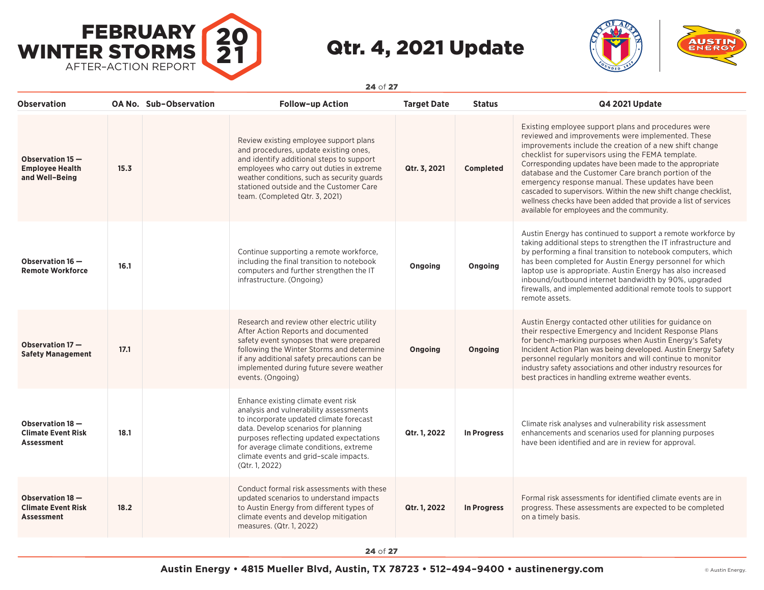# FEBRUARY WINTER STORMS 2021 AFTER-ACTION REPORT

## Qtr. 4, 2021 Update

| Observation | OA No. | Sub-Observation | Follow-up Action | Target Date | Status | Q4 2021 Update |
|---|---|---|---|---|---|---|
| **Observation 15 — Employee Health and Well-Being** | **15.3** | | Review existing employee support plans and procedures, update existing ones, and identify additional steps to support employees who carry out duties in extreme weather conditions, such as security guards stationed outside and the Customer Care team. (Completed Qtr. 3, 2021) | **Qtr. 3, 2021** | **Completed** | Existing employee support plans and procedures were reviewed and improvements were implemented. These improvements include the creation of a new shift change checklist for supervisors using the FEMA template. Corresponding updates have been made to the appropriate database and the Customer Care branch portion of the emergency response manual. These updates have been cascaded to supervisors. Within the new shift change checklist, wellness checks have been added that provide a list of services available for employees and the community. |
| **Observation 16 — Remote Workforce** | **16.1** | | Continue supporting a remote workforce, including the final transition to notebook computers and further strengthen the IT infrastructure. (Ongoing) | **Ongoing** | **Ongoing** | Austin Energy has continued to support a remote workforce by taking additional steps to strengthen the IT infrastructure and by performing a final transition to notebook computers, which has been completed for Austin Energy personnel for which laptop use is appropriate. Austin Energy has also increased inbound/outbound internet bandwidth by 90%, upgraded firewalls, and implemented additional remote tools to support remote assets. |
| **Observation 17 — Safety Management** | **17.1** | | Research and review other electric utility After Action Reports and documented safety event synopses that were prepared following the Winter Storms and determine if any additional safety precautions can be implemented during future severe weather events. (Ongoing) | **Ongoing** | **Ongoing** | Austin Energy contacted other utilities for guidance on their respective Emergency and Incident Response Plans for bench-marking purposes when Austin Energy's Safety Incident Action Plan was being developed. Austin Energy Safety personnel regularly monitors and will continue to monitor industry safety associations and other industry resources for best practices in handling extreme weather events. |
| **Observation 18 — Climate Event Risk Assessment** | **18.1** | | Enhance existing climate event risk analysis and vulnerability assessments to incorporate updated climate forecast data. Develop scenarios for planning purposes reflecting updated expectations for average climate conditions, extreme climate events and grid-scale impacts. (Qtr. 1, 2022) | **Qtr. 1, 2022** | **In Progress** | Climate risk analyses and vulnerability risk assessment enhancements and scenarios used for planning purposes have been identified and are in review for approval. |
| **Observation 18 — Climate Event Risk Assessment** | **18.2** | | Conduct formal risk assessments with these updated scenarios to understand impacts to Austin Energy from different types of climate events and develop mitigation measures. (Qtr. 1, 2022) | **Qtr. 1, 2022** | **In Progress** | Formal risk assessments for identified climate events are in progress. These assessments are expected to be completed on a timely basis. |

Austin Energy • 4815 Mueller Blvd, Austin, TX 78723 • 512-494-9400 • austinenergy.com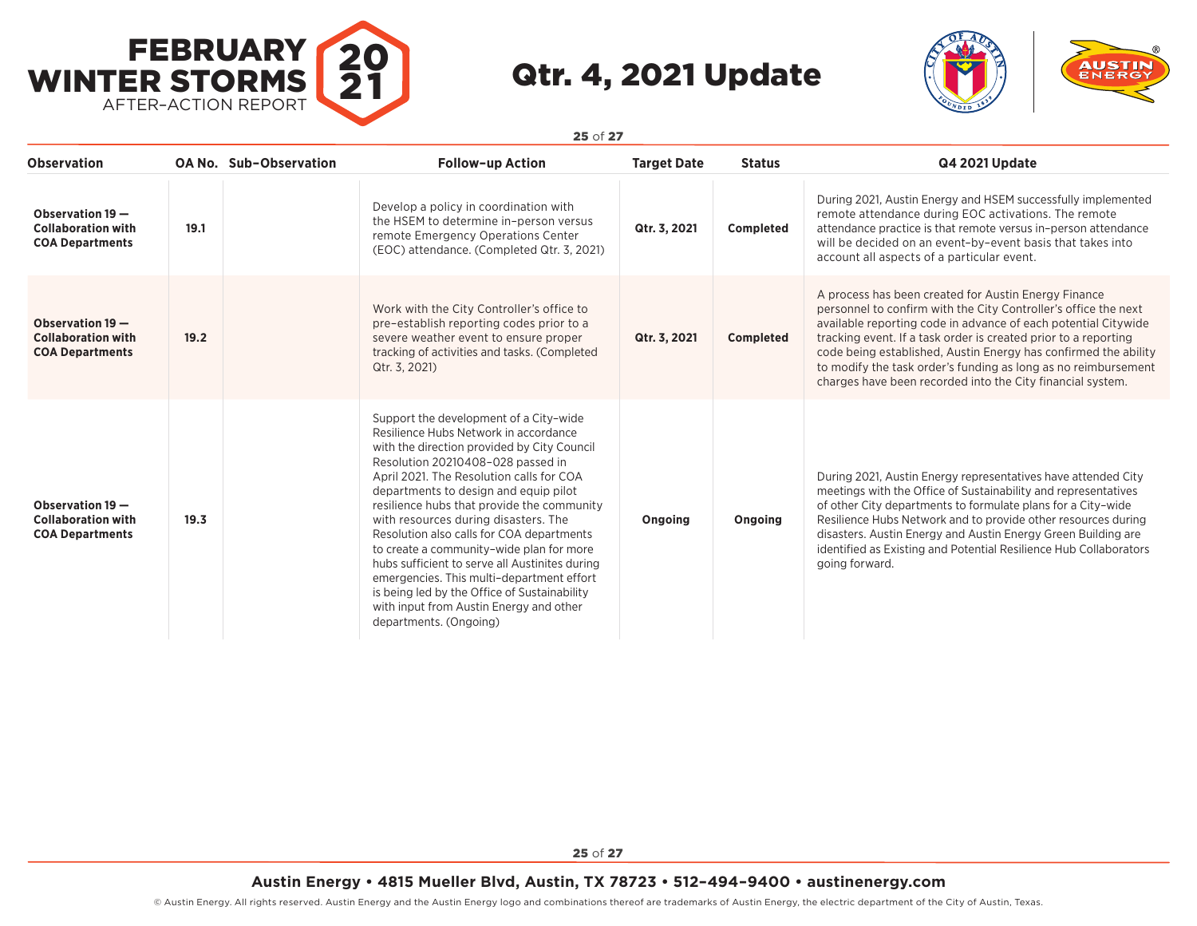| Observation | OA No. | Sub-Observation | Follow-up Action | Target Date | Status | Q4 2021 Update |
|---|---|---|---|---|---|---|
| **Observation 19 — Collaboration with COA Departments** | **19.1** | | Develop a policy in coordination with the HSEM to determine in-person versus remote Emergency Operations Center (EOC) attendance. (Completed Qtr. 3, 2021) | **Qtr. 3, 2021** | **Completed** | During 2021, Austin Energy and HSEM successfully implemented remote attendance during EOC activations. The remote attendance practice is that remote versus in-person attendance will be decided on an event-by-event basis that takes into account all aspects of a particular event. |
| **Observation 19 — Collaboration with COA Departments** | **19.2** | | Work with the City Controller's office to pre-establish reporting codes prior to a severe weather event to ensure proper tracking of activities and tasks. (Completed Qtr. 3, 2021) | **Qtr. 3, 2021** | **Completed** | A process has been created for Austin Energy Finance personnel to confirm with the City Controller's office the next available reporting code in advance of each potential Citywide tracking event. If a task order is created prior to a reporting code being established, Austin Energy has confirmed the ability to modify the task order's funding as long as no reimbursement charges have been recorded into the City financial system. |
| **Observation 19 — Collaboration with COA Departments** | **19.3** | | Support the development of a City-wide Resilience Hubs Network in accordance with the direction provided by City Council Resolution 20210408-028 passed in April 2021. The Resolution calls for COA departments to design and equip pilot resilience hubs that provide the community with resources during disasters. The Resolution also calls for COA departments to create a community-wide plan for more hubs sufficient to serve all Austinites during emergencies. This multi-department effort is being led by the Office of Sustainability with input from Austin Energy and other departments. (Ongoing) | **Ongoing** | **Ongoing** | During 2021, Austin Energy representatives have attended City meetings with the Office of Sustainability and representatives of other City departments to formulate plans for a City-wide Resilience Hubs Network and to provide other resources during disasters. Austin Energy and Austin Energy Green Building are identified as Existing and Potential Resilience Hub Collaborators going forward. |